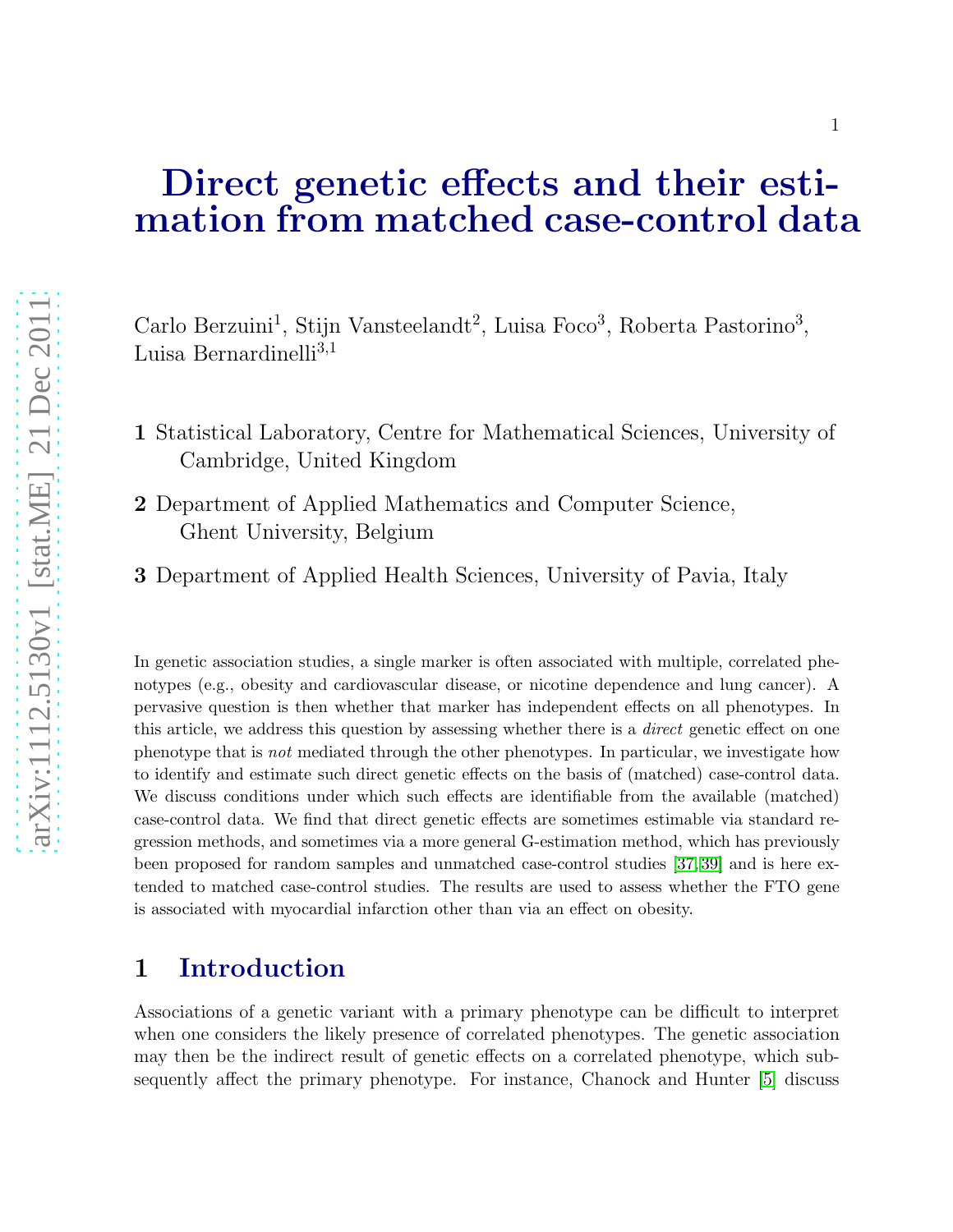# Direct genetic effects and their estimation from matched case-control data

Carlo Berzuini[1], Stijn Vansteelandt[2], Luisa Foco[3], Roberta Pastorino[3], Luisa Bernardinelli[3,1]

**1** Statistical Laboratory, Centre for Mathematical Sciences, University of Cambridge, United Kingdom

**2** Department of Applied Mathematics and Computer Science, Ghent University, Belgium

**3** Department of Applied Health Sciences, University of Pavia, Italy

In genetic association studies, a single marker is often associated with multiple, correlated phenotypes (e.g., obesity and cardiovascular disease, or nicotine dependence and lung cancer). A pervasive question is then whether that marker has independent effects on all phenotypes. In this article, we address this question by assessing whether there is a *direct* genetic effect on one phenotype that is *not* mediated through the other phenotypes. In particular, we investigate how to identify and estimate such direct genetic effects on the basis of (matched) case-control data. We discuss conditions under which such effects are identifiable from the available (matched) case-control data. We find that direct genetic effects are sometimes estimable via standard regression methods, and sometimes via a more general G-estimation method, which has previously been proposed for random samples and unmatched case-control studies [37, 39] and is here extended to matched case-control studies. The results are used to assess whether the FTO gene is associated with myocardial infarction other than via an effect on obesity.

## 1 Introduction

Associations of a genetic variant with a primary phenotype can be difficult to interpret when one considers the likely presence of correlated phenotypes. The genetic association may then be the indirect result of genetic effects on a correlated phenotype, which subsequently affect the primary phenotype. For instance, Chanock and Hunter [5] discuss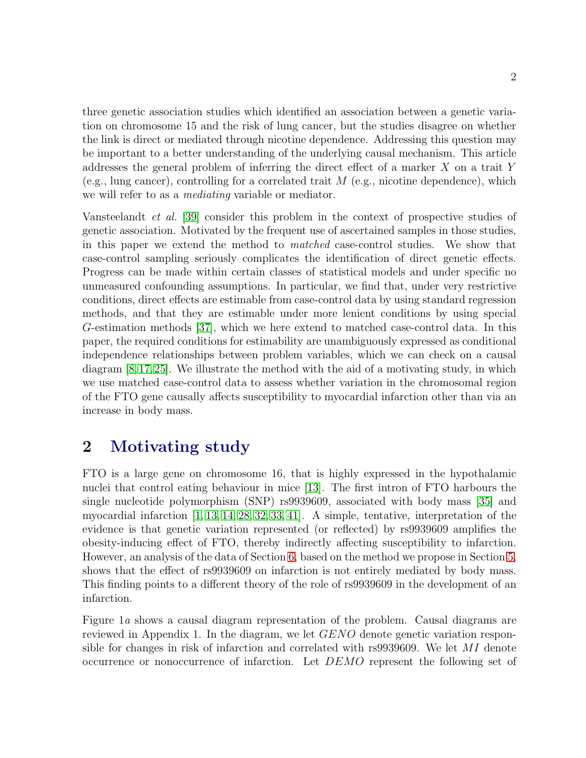three genetic association studies which identified an association between a genetic variation on chromosome 15 and the risk of lung cancer, but the studies disagree on whether the link is direct or mediated through nicotine dependence. Addressing this question may be important to a better understanding of the underlying causal mechanism. This article addresses the general problem of inferring the direct effect of a marker $X$ on a trait $Y$ (e.g., lung cancer), controlling for a correlated trait $M$ (e.g., nicotine dependence), which we will refer to as a *mediating* variable or mediator.

Vansteelandt *et al.* [39] consider this problem in the context of prospective studies of genetic association. Motivated by the frequent use of ascertained samples in those studies, in this paper we extend the method to *matched* case-control studies. We show that case-control sampling seriously complicates the identification of direct genetic effects. Progress can be made within certain classes of statistical models and under specific no unmeasured confounding assumptions. In particular, we find that, under very restrictive conditions, direct effects are estimable from case-control data by using standard regression methods, and that they are estimable under more lenient conditions by using special $G$-estimation methods [37], which we here extend to matched case-control data. In this paper, the required conditions for estimability are unambiguously expressed as conditional independence relationships between problem variables, which we can check on a causal diagram [8,17,25]. We illustrate the method with the aid of a motivating study, in which we use matched case-control data to assess whether variation in the chromosomal region of the FTO gene causally affects susceptibility to myocardial infarction other than via an increase in body mass.

## 2 Motivating study

FTO is a large gene on chromosome 16, that is highly expressed in the hypothalamic nuclei that control eating behaviour in mice [13]. The first intron of FTO harbours the single nucleotide polymorphism (SNP) rs9939609, associated with body mass [35] and myocardial infarction [1,13,14,28,32,33,41]. A simple, tentative, interpretation of the evidence is that genetic variation represented (or reflected) by rs9939609 amplifies the obesity-inducing effect of FTO, thereby indirectly affecting susceptibility to infarction. However, an analysis of the data of Section 6, based on the method we propose in Section 5, shows that the effect of rs9939609 on infarction is not entirely mediated by body mass. This finding points to a different theory of the role of rs9939609 in the development of an infarction.

Figure 1*a* shows a causal diagram representation of the problem. Causal diagrams are reviewed in Appendix 1. In the diagram, we let $GENO$ denote genetic variation responsible for changes in risk of infarction and correlated with rs9939609. We let $MI$ denote occurrence or nonoccurrence of infarction. Let $DEMO$ represent the following set of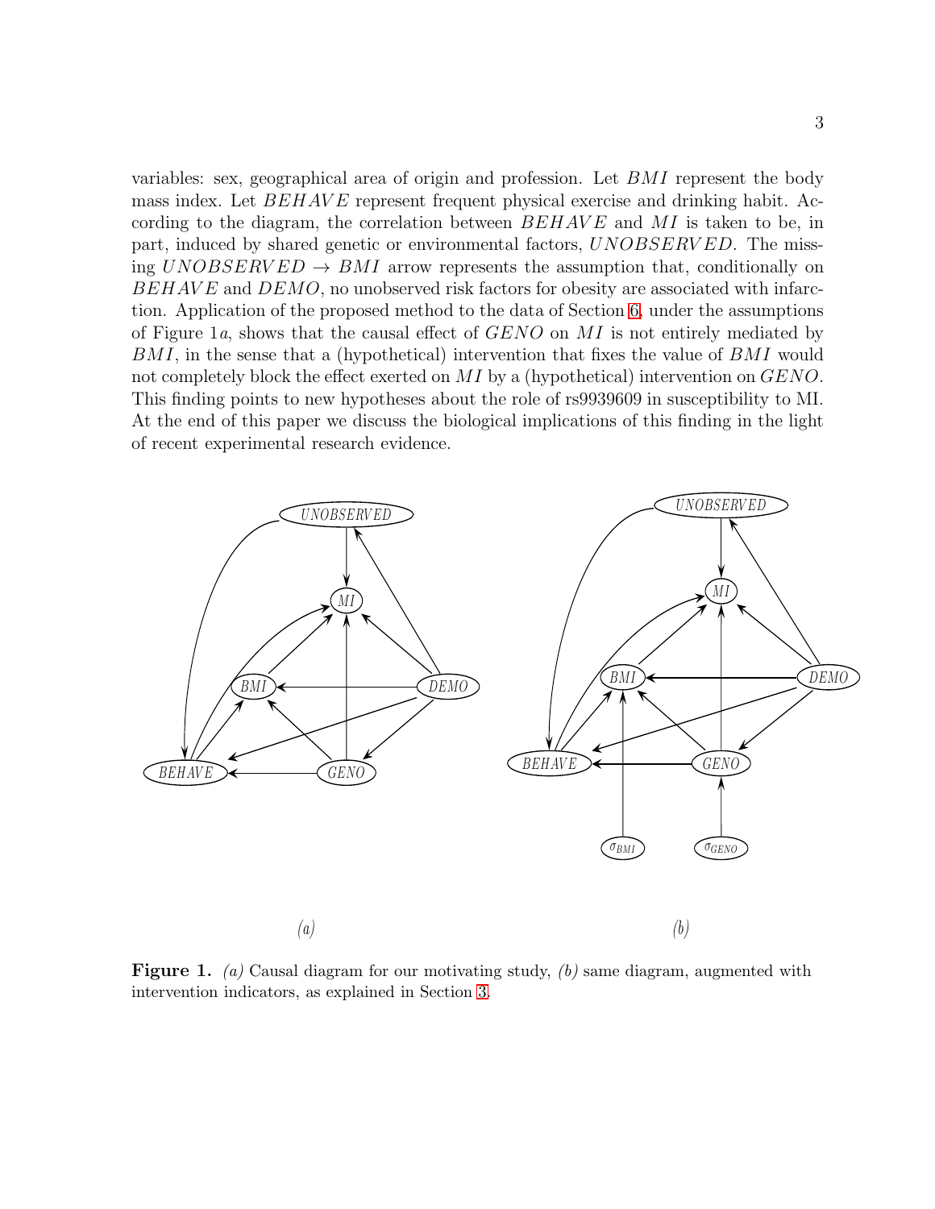variables: sex, geographical area of origin and profession. Let $BMI$ represent the body mass index. Let $BEHAVE$ represent frequent physical exercise and drinking habit. According to the diagram, the correlation between $BEHAVE$ and $MI$ is taken to be, in part, induced by shared genetic or environmental factors, $UNOBSERVED$. The missing $UNOBSERVED \rightarrow BMI$ arrow represents the assumption that, conditionally on $BEHAVE$ and $DEMO$, no unobserved risk factors for obesity are associated with infarction. Application of the proposed method to the data of Section 6, under the assumptions of Figure 1$a$, shows that the causal effect of $GENO$ on $MI$ is not entirely mediated by $BMI$, in the sense that a (hypothetical) intervention that fixes the value of $BMI$ would not completely block the effect exerted on $MI$ by a (hypothetical) intervention on $GENO$. This finding points to new hypotheses about the role of rs9939609 in susceptibility to MI. At the end of this paper we discuss the biological implications of this finding in the light of recent experimental research evidence.

**Figure 1.** *(a)* Causal diagram for our motivating study, *(b)* same diagram, augmented with intervention indicators, as explained in Section 3.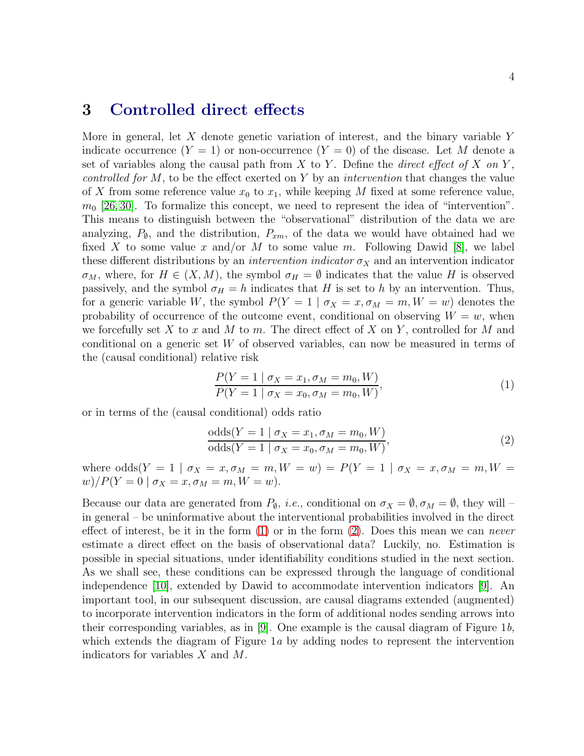## 3 Controlled direct effects

More in general, let $X$ denote genetic variation of interest, and the binary variable $Y$ indicate occurrence ($Y = 1$) or non-occurrence ($Y = 0$) of the disease. Let $M$ denote a set of variables along the causal path from $X$ to $Y$. Define the *direct effect of $X$ on $Y$, controlled for $M$*, to be the effect exerted on $Y$ by an *intervention* that changes the value of $X$ from some reference value $x_0$ to $x_1$, while keeping $M$ fixed at some reference value, $m_0$ [26, 30]. To formalize this concept, we need to represent the idea of "intervention". This means to distinguish between the "observational" distribution of the data we are analyzing, $P_\emptyset$, and the distribution, $P_{xm}$, of the data we would have obtained had we fixed $X$ to some value $x$ and/or $M$ to some value $m$. Following Dawid [8], we label these different distributions by an *intervention indicator* $\sigma_X$ and an intervention indicator $\sigma_M$, where, for $H \in (X, M)$, the symbol $\sigma_H = \emptyset$ indicates that the value $H$ is observed passively, and the symbol $\sigma_H = h$ indicates that $H$ is set to $h$ by an intervention. Thus, for a generic variable $W$, the symbol $P(Y = 1 \mid \sigma_X = x, \sigma_M = m, W = w)$ denotes the probability of occurrence of the outcome event, conditional on observing $W = w$, when we forcefully set $X$ to $x$ and $M$ to $m$. The direct effect of $X$ on $Y$, controlled for $M$ and conditional on a generic set $W$ of observed variables, can now be measured in terms of the (causal conditional) relative risk

$$\frac{P(Y = 1 \mid \sigma_X = x_1, \sigma_M = m_0, W)}{P(Y = 1 \mid \sigma_X = x_0, \sigma_M = m_0, W)}, \tag{1}$$

or in terms of the (causal conditional) odds ratio

$$\frac{\text{odds}(Y = 1 \mid \sigma_X = x_1, \sigma_M = m_0, W)}{\text{odds}(Y = 1 \mid \sigma_X = x_0, \sigma_M = m_0, W)}, \tag{2}$$

where $\text{odds}(Y = 1 \mid \sigma_X = x, \sigma_M = m, W = w) = P(Y = 1 \mid \sigma_X = x, \sigma_M = m, W = w)/P(Y = 0 \mid \sigma_X = x, \sigma_M = m, W = w)$.

Because our data are generated from $P_\emptyset$, *i.e.*, conditional on $\sigma_X = \emptyset, \sigma_M = \emptyset$, they will – in general – be uninformative about the interventional probabilities involved in the direct effect of interest, be it in the form (1) or in the form (2). Does this mean we can *never* estimate a direct effect on the basis of observational data? Luckily, no. Estimation is possible in special situations, under identifiability conditions studied in the next section. As we shall see, these conditions can be expressed through the language of conditional independence [10], extended by Dawid to accommodate intervention indicators [9]. An important tool, in our subsequent discussion, are causal diagrams extended (augmented) to incorporate intervention indicators in the form of additional nodes sending arrows into their corresponding variables, as in [9]. One example is the causal diagram of Figure 1*b*, which extends the diagram of Figure 1*a* by adding nodes to represent the intervention indicators for variables $X$ and $M$.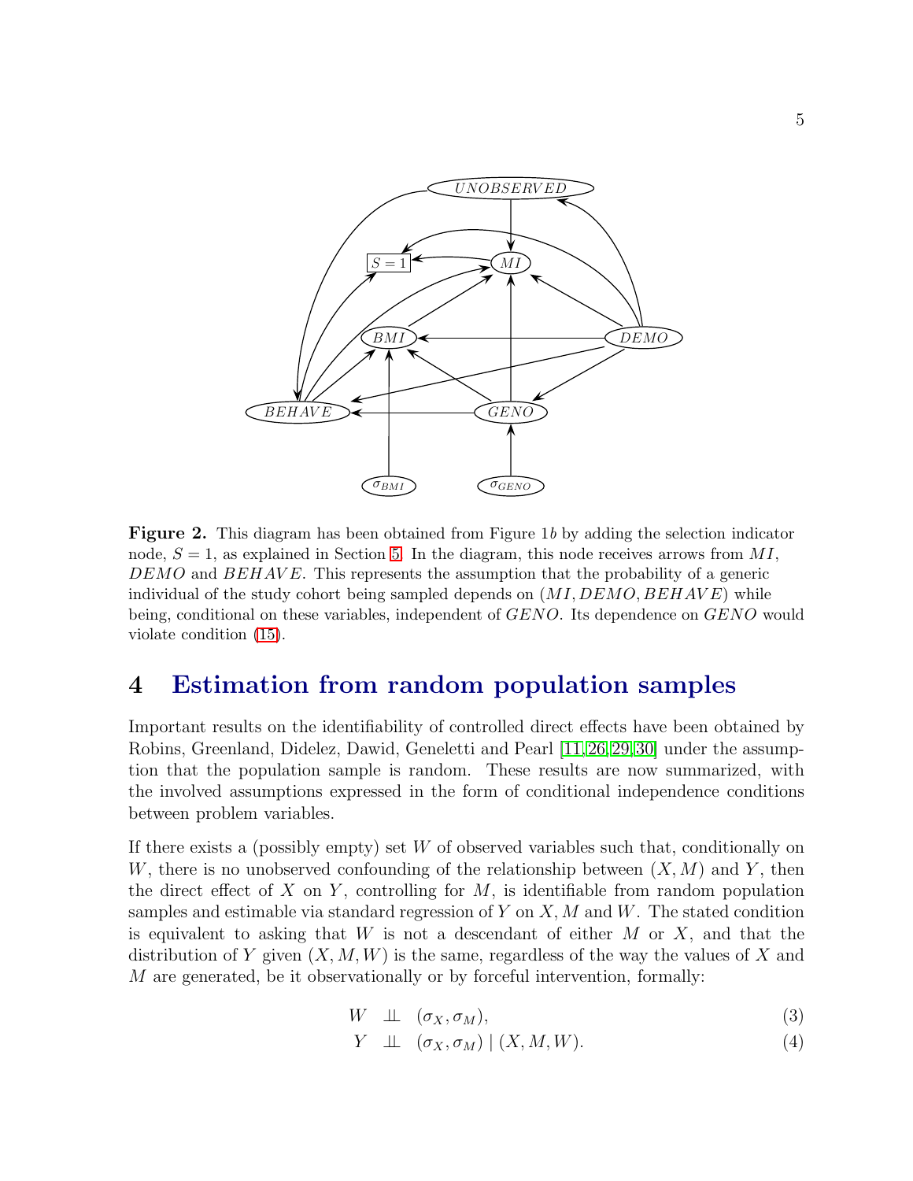**Figure 2.** This diagram has been obtained from Figure 1*b* by adding the selection indicator node, $S = 1$, as explained in Section 5. In the diagram, this node receives arrows from $MI$, $DEMO$ and $BEHAVE$. This represents the assumption that the probability of a generic individual of the study cohort being sampled depends on $(MI, DEMO, BEHAVE)$ while being, conditional on these variables, independent of $GENO$. Its dependence on $GENO$ would violate condition (15).

# 4 Estimation from random population samples

Important results on the identifiability of controlled direct effects have been obtained by Robins, Greenland, Didelez, Dawid, Geneletti and Pearl [11,26,29,30] under the assumption that the population sample is random. These results are now summarized, with the involved assumptions expressed in the form of conditional independence conditions between problem variables.

If there exists a (possibly empty) set $W$ of observed variables such that, conditionally on $W$, there is no unobserved confounding of the relationship between $(X, M)$ and $Y$, then the direct effect of $X$ on $Y$, controlling for $M$, is identifiable from random population samples and estimable via standard regression of $Y$ on $X$, $M$ and $W$. The stated condition is equivalent to asking that $W$ is not a descendant of either $M$ or $X$, and that the distribution of $Y$ given $(X, M, W)$ is the same, regardless of the way the values of $X$ and $M$ are generated, be it observationally or by forceful intervention, formally:

$$W \perp\!\!\!\perp (\sigma_X, \sigma_M), \tag{3}$$

$$Y \perp\!\!\!\perp (\sigma_X, \sigma_M) \mid (X, M, W). \tag{4}$$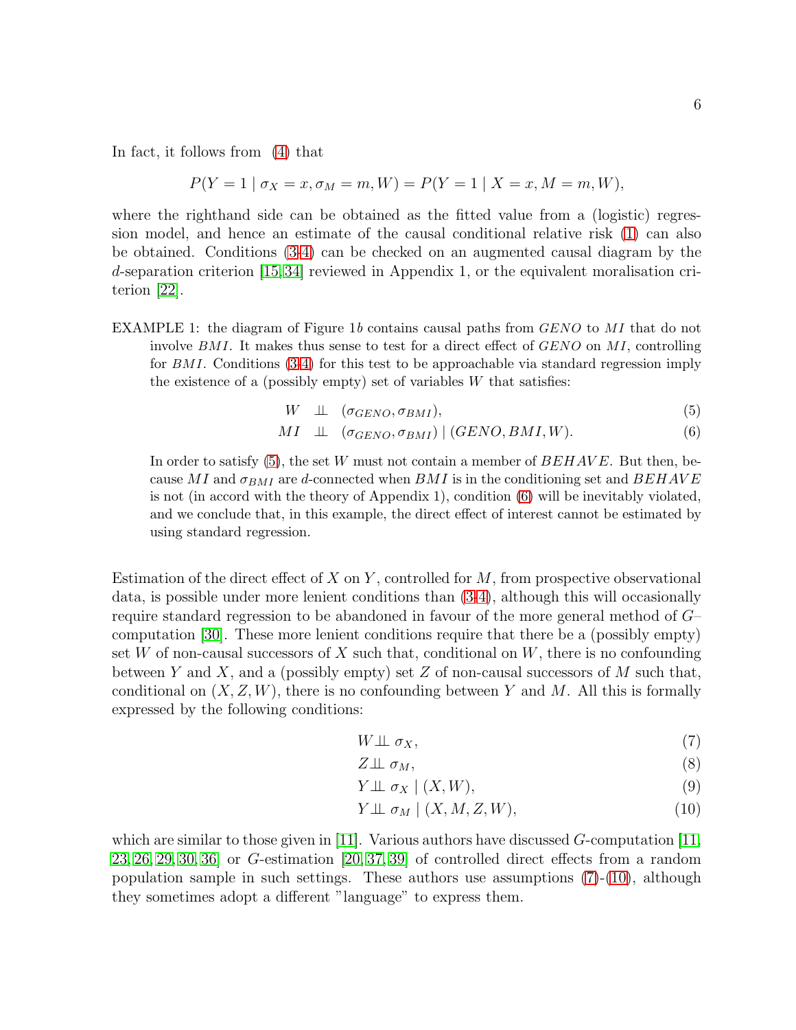In fact, it follows from (4) that

$$P(Y = 1 \mid \sigma_X = x, \sigma_M = m, W) = P(Y = 1 \mid X = x, M = m, W),$$

where the righthand side can be obtained as the fitted value from a (logistic) regression model, and hence an estimate of the causal conditional relative risk (1) can also be obtained. Conditions (3-4) can be checked on an augmented causal diagram by the $d$-separation criterion [15, 34] reviewed in Appendix 1, or the equivalent moralisation criterion [22].

EXAMPLE 1: the diagram of Figure 1$b$ contains causal paths from $GENO$ to $MI$ that do not involve $BMI$. It makes thus sense to test for a direct effect of $GENO$ on $MI$, controlling for $BMI$. Conditions (3-4) for this test to be approachable via standard regression imply the existence of a (possibly empty) set of variables $W$ that satisfies:

$$W \perp\!\!\!\perp (\sigma_{GENO}, \sigma_{BMI}), \tag{5}$$

$$MI \perp\!\!\!\perp (\sigma_{GENO}, \sigma_{BMI}) \mid (GENO, BMI, W). \tag{6}$$

In order to satisfy (5), the set $W$ must not contain a member of $BEHAVE$. But then, because $MI$ and $\sigma_{BMI}$ are $d$-connected when $BMI$ is in the conditioning set and $BEHAVE$ is not (in accord with the theory of Appendix 1), condition (6) will be inevitably violated, and we conclude that, in this example, the direct effect of interest cannot be estimated by using standard regression.

Estimation of the direct effect of $X$ on $Y$, controlled for $M$, from prospective observational data, is possible under more lenient conditions than (3-4), although this will occasionally require standard regression to be abandoned in favour of the more general method of $G$–computation [30]. These more lenient conditions require that there be a (possibly empty) set $W$ of non-causal successors of $X$ such that, conditional on $W$, there is no confounding between $Y$ and $X$, and a (possibly empty) set $Z$ of non-causal successors of $M$ such that, conditional on $(X, Z, W)$, there is no confounding between $Y$ and $M$. All this is formally expressed by the following conditions:

$$W \perp\!\!\!\perp \sigma_X, \tag{7}$$

$$Z \perp\!\!\!\perp \sigma_M, \tag{8}$$

$$Y \perp\!\!\!\perp \sigma_X \mid (X, W), \tag{9}$$

$$Y \perp\!\!\!\perp \sigma_M \mid (X, M, Z, W), \tag{10}$$

which are similar to those given in [11]. Various authors have discussed $G$-computation [11, 23, 26, 29, 30, 36] or $G$-estimation [20, 37, 39] of controlled direct effects from a random population sample in such settings. These authors use assumptions (7)-(10), although they sometimes adopt a different "language" to express them.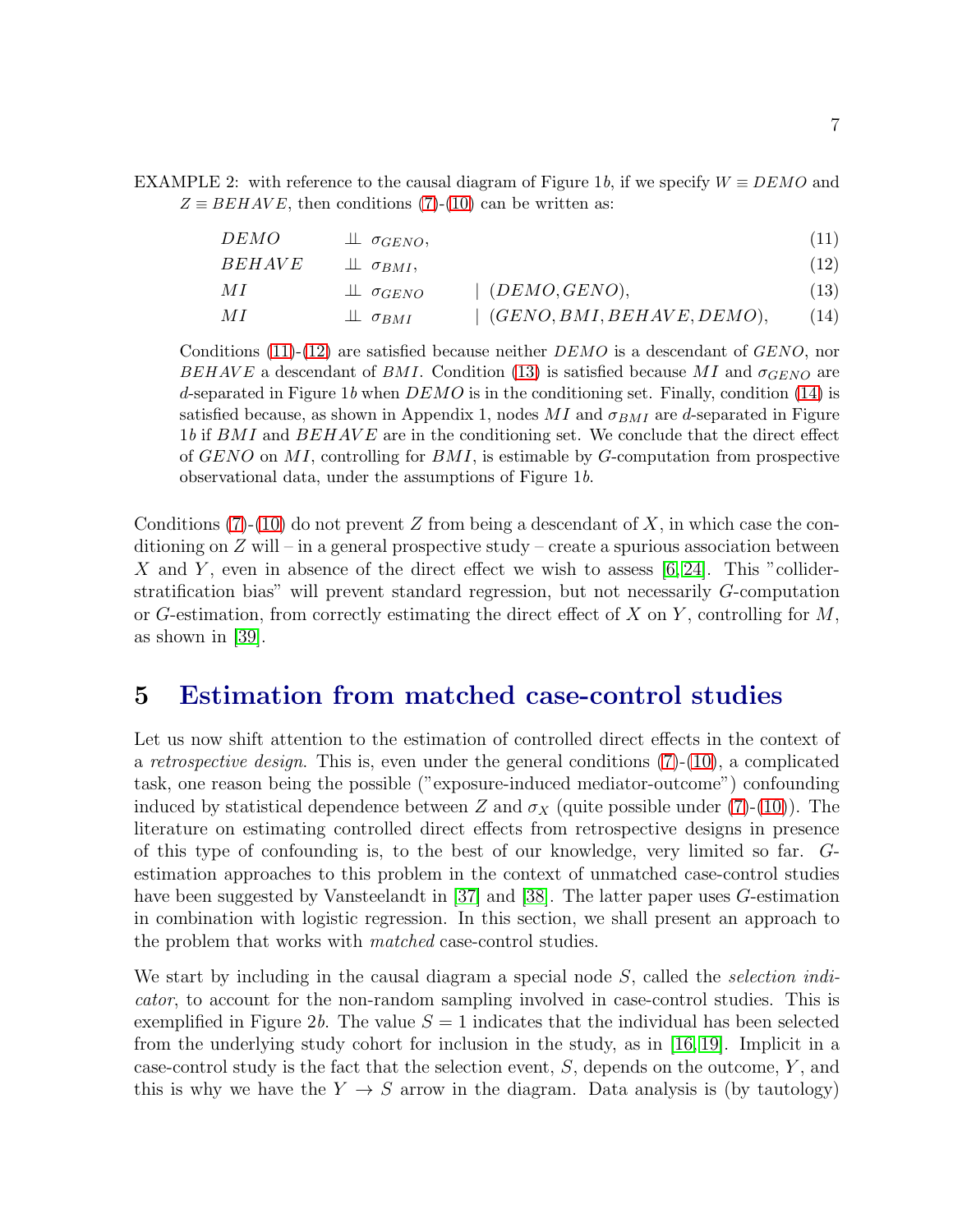EXAMPLE 2: with reference to the causal diagram of Figure 1$b$, if we specify $W \equiv DEMO$ and $Z \equiv BEHAVE$, then conditions (7)-(10) can be written as:

$$DEMO \perp\!\!\!\perp \sigma_{GENO}, \tag{11}$$

$$BEHAVE \perp\!\!\!\perp \sigma_{BMI}, \tag{12}$$

$$MI \perp\!\!\!\perp \sigma_{GENO} \mid (DEMO, GENO), \tag{13}$$

$$MI \perp\!\!\!\perp \sigma_{BMI} \mid (GENO, BMI, BEHAVE, DEMO), \tag{14}$$

Conditions (11)-(12) are satisfied because neither $DEMO$ is a descendant of $GENO$, nor $BEHAVE$ a descendant of $BMI$. Condition (13) is satisfied because $MI$ and $\sigma_{GENO}$ are $d$-separated in Figure 1$b$ when $DEMO$ is in the conditioning set. Finally, condition (14) is satisfied because, as shown in Appendix 1, nodes $MI$ and $\sigma_{BMI}$ are $d$-separated in Figure 1$b$ if $BMI$ and $BEHAVE$ are in the conditioning set. We conclude that the direct effect of $GENO$ on $MI$, controlling for $BMI$, is estimable by $G$-computation from prospective observational data, under the assumptions of Figure 1$b$.

Conditions (7)-(10) do not prevent $Z$ from being a descendant of $X$, in which case the conditioning on $Z$ will – in a general prospective study – create a spurious association between $X$ and $Y$, even in absence of the direct effect we wish to assess [6,24]. This "collider-stratification bias" will prevent standard regression, but not necessarily $G$-computation or $G$-estimation, from correctly estimating the direct effect of $X$ on $Y$, controlling for $M$, as shown in [39].

# 5 Estimation from matched case-control studies

Let us now shift attention to the estimation of controlled direct effects in the context of a *retrospective design*. This is, even under the general conditions (7)-(10), a complicated task, one reason being the possible ("exposure-induced mediator-outcome") confounding induced by statistical dependence between $Z$ and $\sigma_X$ (quite possible under (7)-(10)). The literature on estimating controlled direct effects from retrospective designs in presence of this type of confounding is, to the best of our knowledge, very limited so far. $G$-estimation approaches to this problem in the context of unmatched case-control studies have been suggested by Vansteelandt in [37] and [38]. The latter paper uses $G$-estimation in combination with logistic regression. In this section, we shall present an approach to the problem that works with *matched* case-control studies.

We start by including in the causal diagram a special node $S$, called the *selection indicator*, to account for the non-random sampling involved in case-control studies. This is exemplified in Figure 2$b$. The value $S = 1$ indicates that the individual has been selected from the underlying study cohort for inclusion in the study, as in [16,19]. Implicit in a case-control study is the fact that the selection event, $S$, depends on the outcome, $Y$, and this is why we have the $Y \rightarrow S$ arrow in the diagram. Data analysis is (by tautology)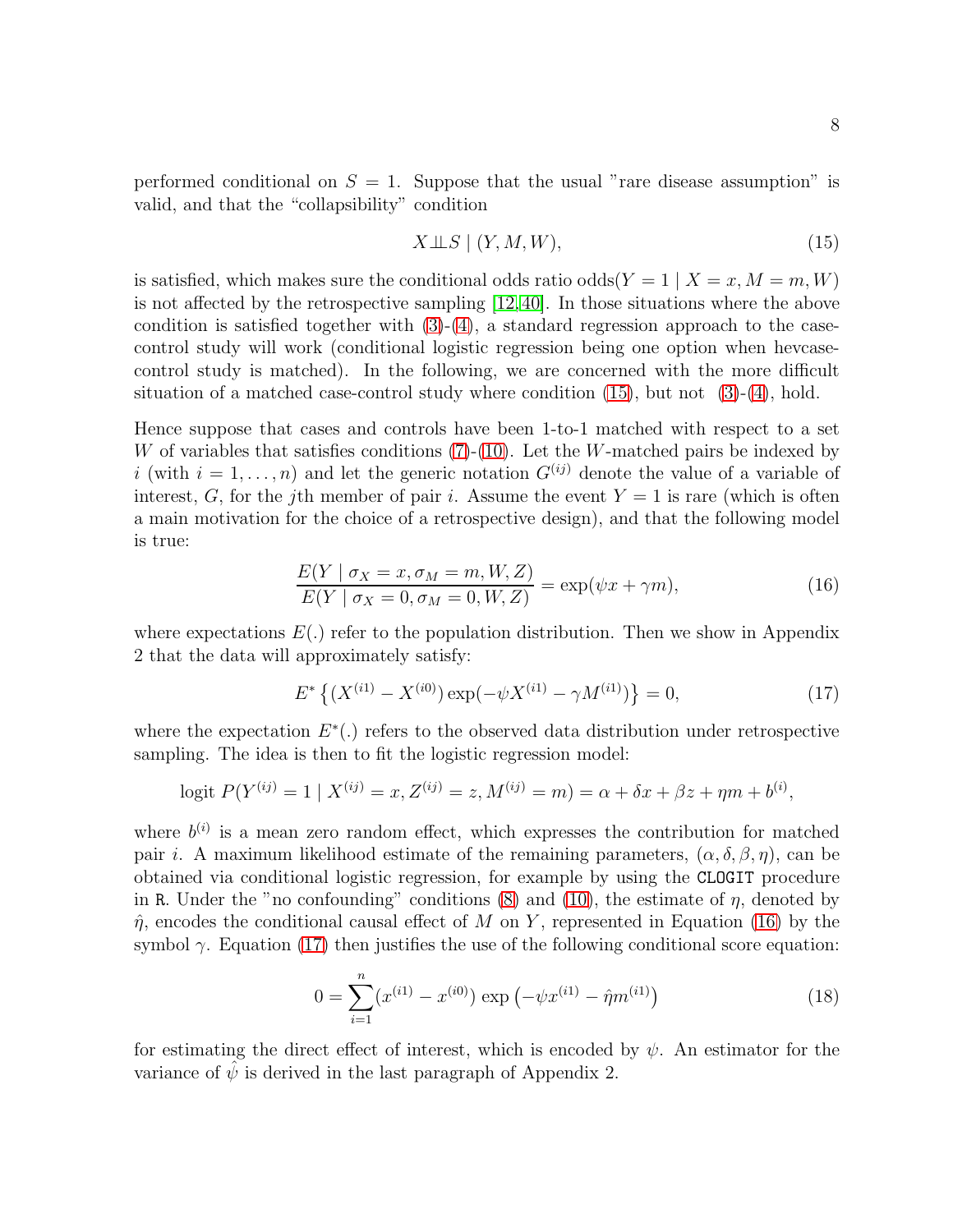performed conditional on $S = 1$. Suppose that the usual "rare disease assumption" is valid, and that the "collapsibility" condition

$$X \perp\!\!\!\perp S \mid (Y, M, W), \tag{15}$$

is satisfied, which makes sure the conditional odds ratio odds$(Y = 1 \mid X = x, M = m, W)$ is not affected by the retrospective sampling [12,40]. In those situations where the above condition is satisfied together with (3)-(4), a standard regression approach to the case-control study will work (conditional logistic regression being one option when hevcase-control study is matched). In the following, we are concerned with the more difficult situation of a matched case-control study where condition (15), but not (3)-(4), hold.

Hence suppose that cases and controls have been 1-to-1 matched with respect to a set $W$ of variables that satisfies conditions (7)-(10). Let the $W$-matched pairs be indexed by $i$ (with $i = 1, \ldots, n$) and let the generic notation $G^{(ij)}$ denote the value of a variable of interest, $G$, for the $j$th member of pair $i$. Assume the event $Y = 1$ is rare (which is often a main motivation for the choice of a retrospective design), and that the following model is true:

$$\frac{E(Y \mid \sigma_X = x, \sigma_M = m, W, Z)}{E(Y \mid \sigma_X = 0, \sigma_M = 0, W, Z)} = \exp(\psi x + \gamma m), \tag{16}$$

where expectations $E(.)$ refer to the population distribution. Then we show in Appendix 2 that the data will approximately satisfy:

$$E^* \left\{ (X^{(i1)} - X^{(i0)}) \exp(-\psi X^{(i1)} - \gamma M^{(i1)}) \right\} = 0, \tag{17}$$

where the expectation $E^*(.)$ refers to the observed data distribution under retrospective sampling. The idea is then to fit the logistic regression model:

$$\text{logit } P(Y^{(ij)} = 1 \mid X^{(ij)} = x, Z^{(ij)} = z, M^{(ij)} = m) = \alpha + \delta x + \beta z + \eta m + b^{(i)},$$

where $b^{(i)}$ is a mean zero random effect, which expresses the contribution for matched pair $i$. A maximum likelihood estimate of the remaining parameters, $(\alpha, \delta, \beta, \eta)$, can be obtained via conditional logistic regression, for example by using the `CLOGIT` procedure in `R`. Under the "no confounding" conditions (8) and (10), the estimate of $\eta$, denoted by $\hat{\eta}$, encodes the conditional causal effect of $M$ on $Y$, represented in Equation (16) by the symbol $\gamma$. Equation (17) then justifies the use of the following conditional score equation:

$$0 = \sum_{i=1}^{n} (x^{(i1)} - x^{(i0)}) \exp\left(-\psi x^{(i1)} - \hat{\eta} m^{(i1)}\right) \tag{18}$$

for estimating the direct effect of interest, which is encoded by $\psi$. An estimator for the variance of $\hat{\psi}$ is derived in the last paragraph of Appendix 2.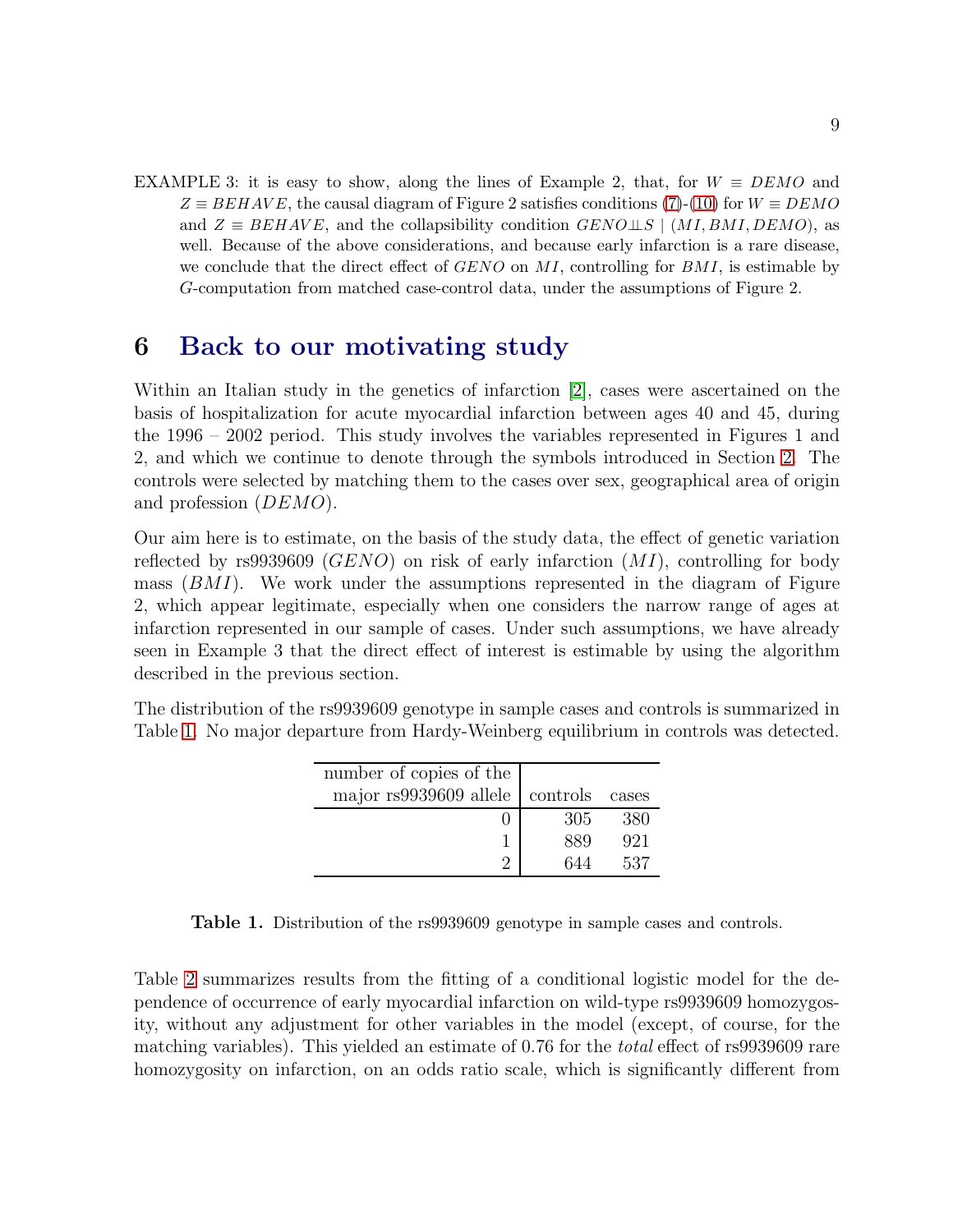EXAMPLE 3: it is easy to show, along the lines of Example 2, that, for $W \equiv DEMO$ and $Z \equiv BEHAVE$, the causal diagram of Figure 2 satisfies conditions (7)-(10) for $W \equiv DEMO$ and $Z \equiv BEHAVE$, and the collapsibility condition $GENO \perp\!\!\!\perp S \mid (MI, BMI, DEMO)$, as well. Because of the above considerations, and because early infarction is a rare disease, we conclude that the direct effect of $GENO$ on $MI$, controlling for $BMI$, is estimable by $G$-computation from matched case-control data, under the assumptions of Figure 2.

# 6 Back to our motivating study

Within an Italian study in the genetics of infarction [2], cases were ascertained on the basis of hospitalization for acute myocardial infarction between ages 40 and 45, during the 1996 – 2002 period. This study involves the variables represented in Figures 1 and 2, and which we continue to denote through the symbols introduced in Section 2. The controls were selected by matching them to the cases over sex, geographical area of origin and profession ($DEMO$).

Our aim here is to estimate, on the basis of the study data, the effect of genetic variation reflected by rs9939609 ($GENO$) on risk of early infarction ($MI$), controlling for body mass ($BMI$). We work under the assumptions represented in the diagram of Figure 2, which appear legitimate, especially when one considers the narrow range of ages at infarction represented in our sample of cases. Under such assumptions, we have already seen in Example 3 that the direct effect of interest is estimable by using the algorithm described in the previous section.

The distribution of the rs9939609 genotype in sample cases and controls is summarized in Table 1. No major departure from Hardy-Weinberg equilibrium in controls was detected.

| number of copies of the major rs9939609 allele | controls | cases |
|---|---|---|
| 0 | 305 | 380 |
| 1 | 889 | 921 |
| 2 | 644 | 537 |

**Table 1.** Distribution of the rs9939609 genotype in sample cases and controls.

Table 2 summarizes results from the fitting of a conditional logistic model for the dependence of occurrence of early myocardial infarction on wild-type rs9939609 homozygosity, without any adjustment for other variables in the model (except, of course, for the matching variables). This yielded an estimate of 0.76 for the *total* effect of rs9939609 rare homozygosity on infarction, on an odds ratio scale, which is significantly different from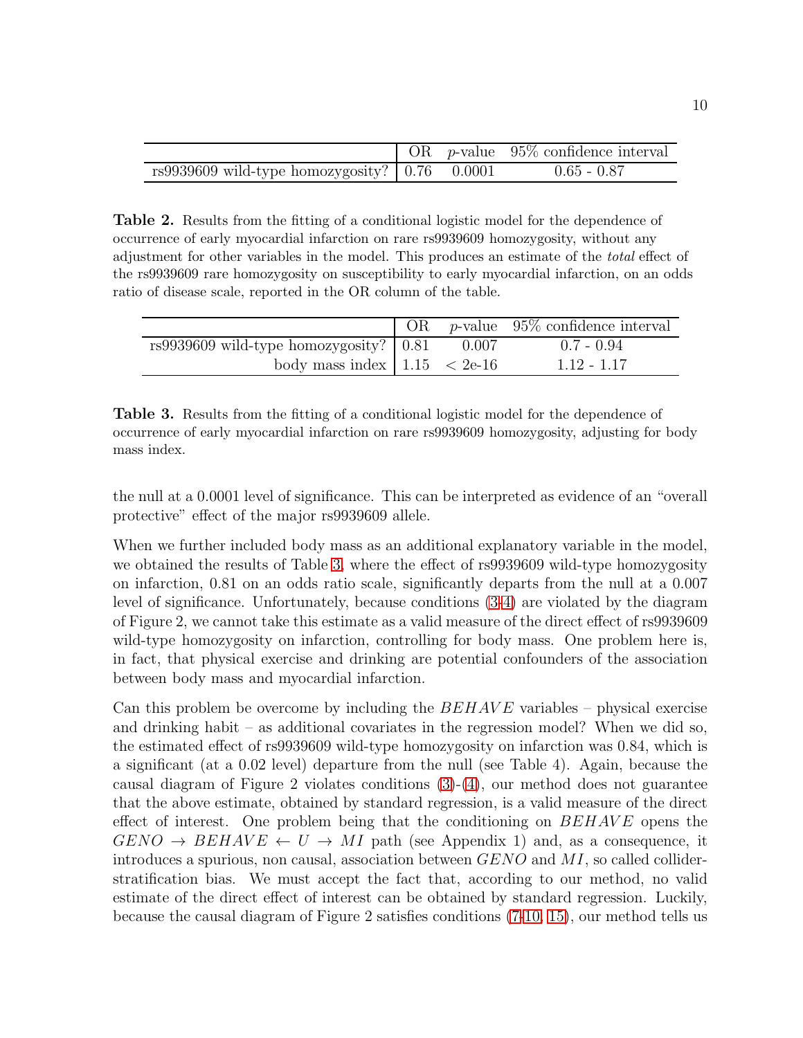| | OR | *p*-value | 95% confidence interval |
|---|---|---|---|
| rs9939609 wild-type homozygosity? | 0.76 | 0.0001 | 0.65 - 0.87 |

**Table 2.** Results from the fitting of a conditional logistic model for the dependence of occurrence of early myocardial infarction on rare rs9939609 homozygosity, without any adjustment for other variables in the model. This produces an estimate of the *total* effect of the rs9939609 rare homozygosity on susceptibility to early myocardial infarction, on an odds ratio of disease scale, reported in the OR column of the table.

| | OR | *p*-value | 95% confidence interval |
|---|---|---|---|
| rs9939609 wild-type homozygosity? | 0.81 | 0.007 | 0.7 - 0.94 |
| body mass index | 1.15 | < 2e-16 | 1.12 - 1.17 |

**Table 3.** Results from the fitting of a conditional logistic model for the dependence of occurrence of early myocardial infarction on rare rs9939609 homozygosity, adjusting for body mass index.

the null at a 0.0001 level of significance. This can be interpreted as evidence of an "overall protective" effect of the major rs9939609 allele.

When we further included body mass as an additional explanatory variable in the model, we obtained the results of Table 3, where the effect of rs9939609 wild-type homozygosity on infarction, 0.81 on an odds ratio scale, significantly departs from the null at a 0.007 level of significance. Unfortunately, because conditions (3-4) are violated by the diagram of Figure 2, we cannot take this estimate as a valid measure of the direct effect of rs9939609 wild-type homozygosity on infarction, controlling for body mass. One problem here is, in fact, that physical exercise and drinking are potential confounders of the association between body mass and myocardial infarction.

Can this problem be overcome by including the $BEHAVE$ variables – physical exercise and drinking habit – as additional covariates in the regression model? When we did so, the estimated effect of rs9939609 wild-type homozygosity on infarction was 0.84, which is a significant (at a 0.02 level) departure from the null (see Table 4). Again, because the causal diagram of Figure 2 violates conditions (3)-(4), our method does not guarantee that the above estimate, obtained by standard regression, is a valid measure of the direct effect of interest. One problem being that the conditioning on $BEHAVE$ opens the $GENO \rightarrow BEHAVE \leftarrow U \rightarrow MI$ path (see Appendix 1) and, as a consequence, it introduces a spurious, non causal, association between $GENO$ and $MI$, so called collider-stratification bias. We must accept the fact that, according to our method, no valid estimate of the direct effect of interest can be obtained by standard regression. Luckily, because the causal diagram of Figure 2 satisfies conditions (7-10, 15), our method tells us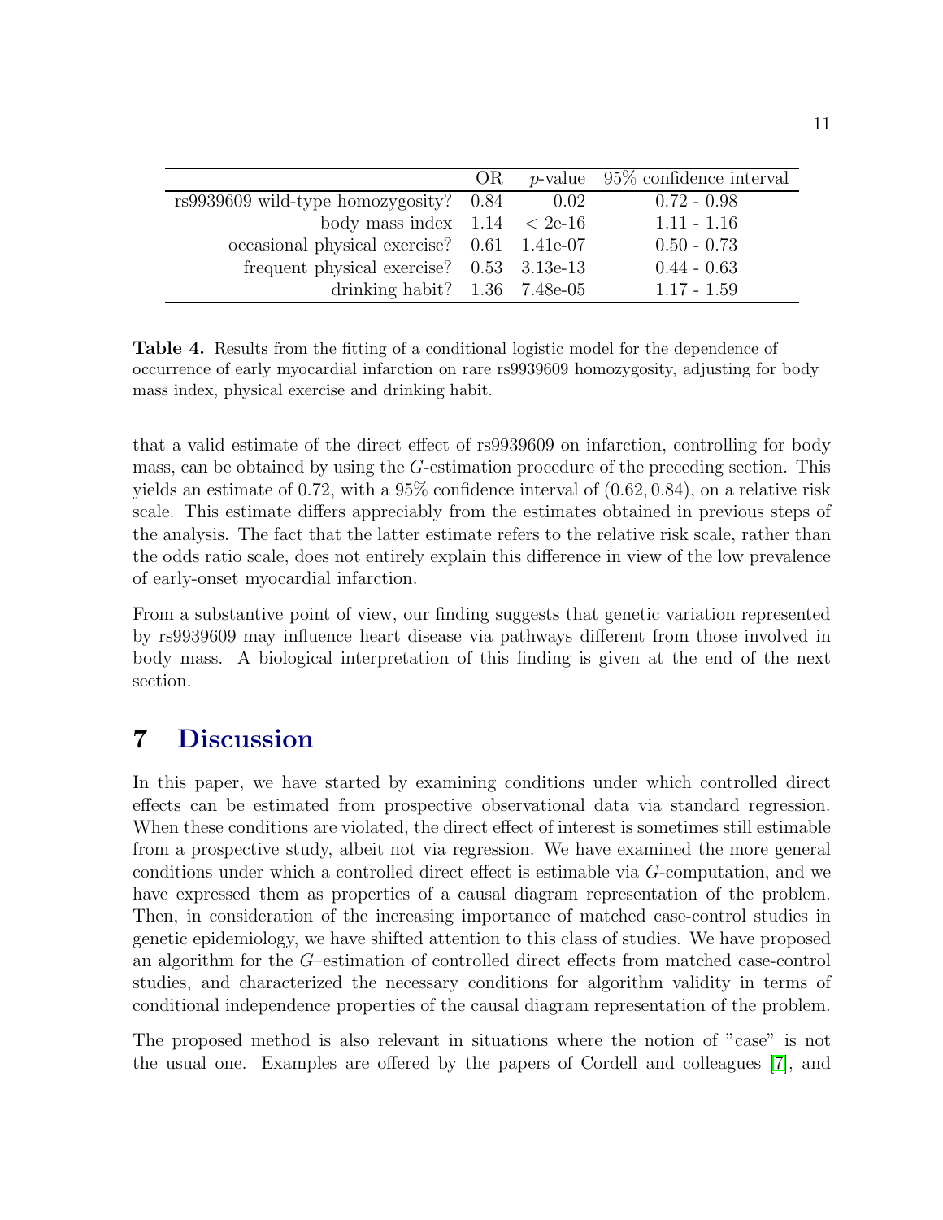| | OR | $p$-value | 95% confidence interval |
|---|---|---|---|
| rs9939609 wild-type homozygosity? | 0.84 | 0.02 | 0.72 - 0.98 |
| body mass index | 1.14 | < 2e-16 | 1.11 - 1.16 |
| occasional physical exercise? | 0.61 | 1.41e-07 | 0.50 - 0.73 |
| frequent physical exercise? | 0.53 | 3.13e-13 | 0.44 - 0.63 |
| drinking habit? | 1.36 | 7.48e-05 | 1.17 - 1.59 |

**Table 4.** Results from the fitting of a conditional logistic model for the dependence of occurrence of early myocardial infarction on rare rs9939609 homozygosity, adjusting for body mass index, physical exercise and drinking habit.

that a valid estimate of the direct effect of rs9939609 on infarction, controlling for body mass, can be obtained by using the $G$-estimation procedure of the preceding section. This yields an estimate of 0.72, with a 95% confidence interval of $(0.62, 0.84)$, on a relative risk scale. This estimate differs appreciably from the estimates obtained in previous steps of the analysis. The fact that the latter estimate refers to the relative risk scale, rather than the odds ratio scale, does not entirely explain this difference in view of the low prevalence of early-onset myocardial infarction.

From a substantive point of view, our finding suggests that genetic variation represented by rs9939609 may influence heart disease via pathways different from those involved in body mass. A biological interpretation of this finding is given at the end of the next section.

## 7 Discussion

In this paper, we have started by examining conditions under which controlled direct effects can be estimated from prospective observational data via standard regression. When these conditions are violated, the direct effect of interest is sometimes still estimable from a prospective study, albeit not via regression. We have examined the more general conditions under which a controlled direct effect is estimable via $G$-computation, and we have expressed them as properties of a causal diagram representation of the problem. Then, in consideration of the increasing importance of matched case-control studies in genetic epidemiology, we have shifted attention to this class of studies. We have proposed an algorithm for the $G$–estimation of controlled direct effects from matched case-control studies, and characterized the necessary conditions for algorithm validity in terms of conditional independence properties of the causal diagram representation of the problem.

The proposed method is also relevant in situations where the notion of "case" is not the usual one. Examples are offered by the papers of Cordell and colleagues [7], and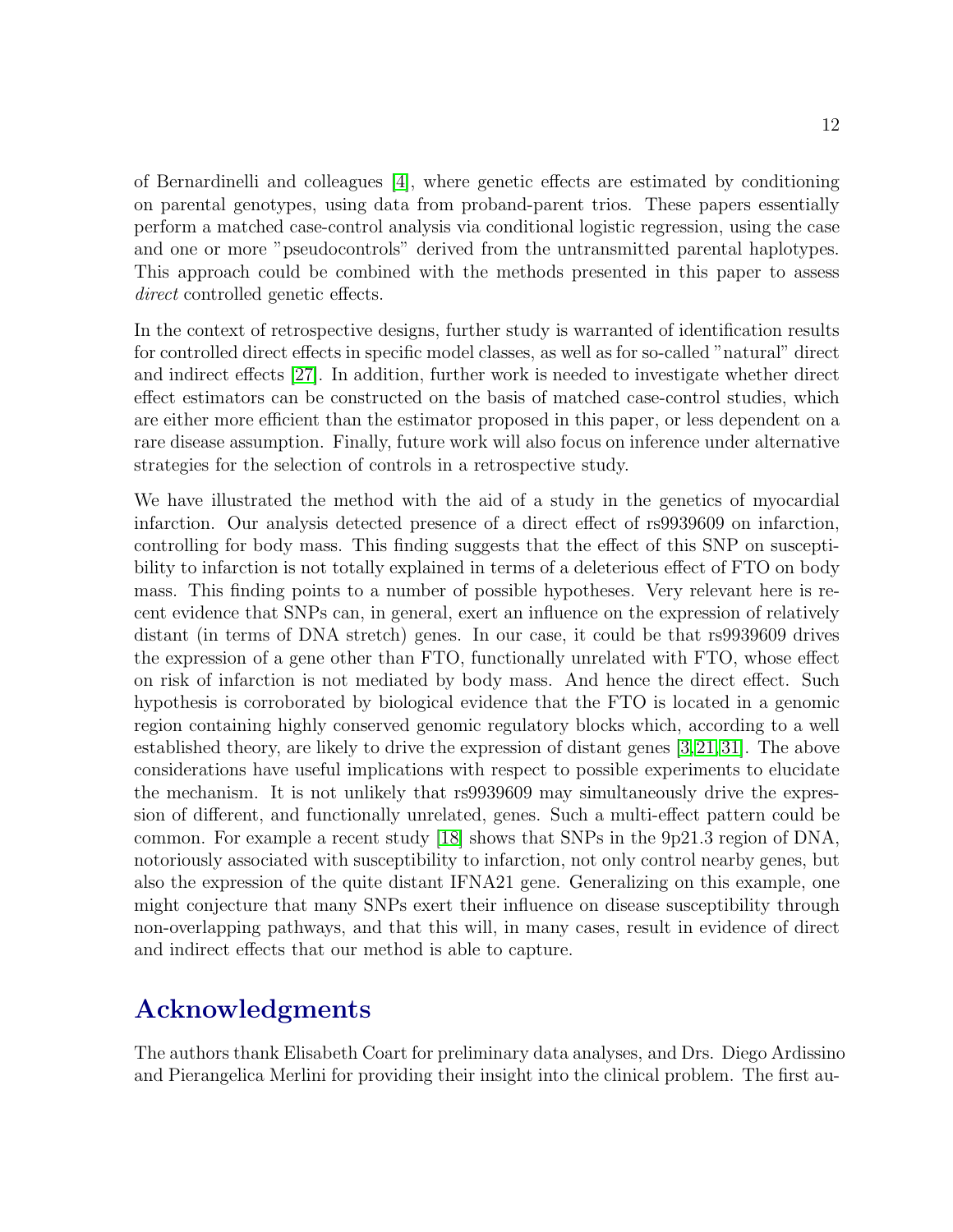of Bernardinelli and colleagues [4], where genetic effects are estimated by conditioning on parental genotypes, using data from proband-parent trios. These papers essentially perform a matched case-control analysis via conditional logistic regression, using the case and one or more "pseudocontrols" derived from the untransmitted parental haplotypes. This approach could be combined with the methods presented in this paper to assess *direct* controlled genetic effects.

In the context of retrospective designs, further study is warranted of identification results for controlled direct effects in specific model classes, as well as for so-called "natural" direct and indirect effects [27]. In addition, further work is needed to investigate whether direct effect estimators can be constructed on the basis of matched case-control studies, which are either more efficient than the estimator proposed in this paper, or less dependent on a rare disease assumption. Finally, future work will also focus on inference under alternative strategies for the selection of controls in a retrospective study.

We have illustrated the method with the aid of a study in the genetics of myocardial infarction. Our analysis detected presence of a direct effect of rs9939609 on infarction, controlling for body mass. This finding suggests that the effect of this SNP on susceptibility to infarction is not totally explained in terms of a deleterious effect of FTO on body mass. This finding points to a number of possible hypotheses. Very relevant here is recent evidence that SNPs can, in general, exert an influence on the expression of relatively distant (in terms of DNA stretch) genes. In our case, it could be that rs9939609 drives the expression of a gene other than FTO, functionally unrelated with FTO, whose effect on risk of infarction is not mediated by body mass. And hence the direct effect. Such hypothesis is corroborated by biological evidence that the FTO is located in a genomic region containing highly conserved genomic regulatory blocks which, according to a well established theory, are likely to drive the expression of distant genes [3,21,31]. The above considerations have useful implications with respect to possible experiments to elucidate the mechanism. It is not unlikely that rs9939609 may simultaneously drive the expression of different, and functionally unrelated, genes. Such a multi-effect pattern could be common. For example a recent study [18] shows that SNPs in the 9p21.3 region of DNA, notoriously associated with susceptibility to infarction, not only control nearby genes, but also the expression of the quite distant IFNA21 gene. Generalizing on this example, one might conjecture that many SNPs exert their influence on disease susceptibility through non-overlapping pathways, and that this will, in many cases, result in evidence of direct and indirect effects that our method is able to capture.

## Acknowledgments

The authors thank Elisabeth Coart for preliminary data analyses, and Drs. Diego Ardissino and Pierangelica Merlini for providing their insight into the clinical problem. The first au-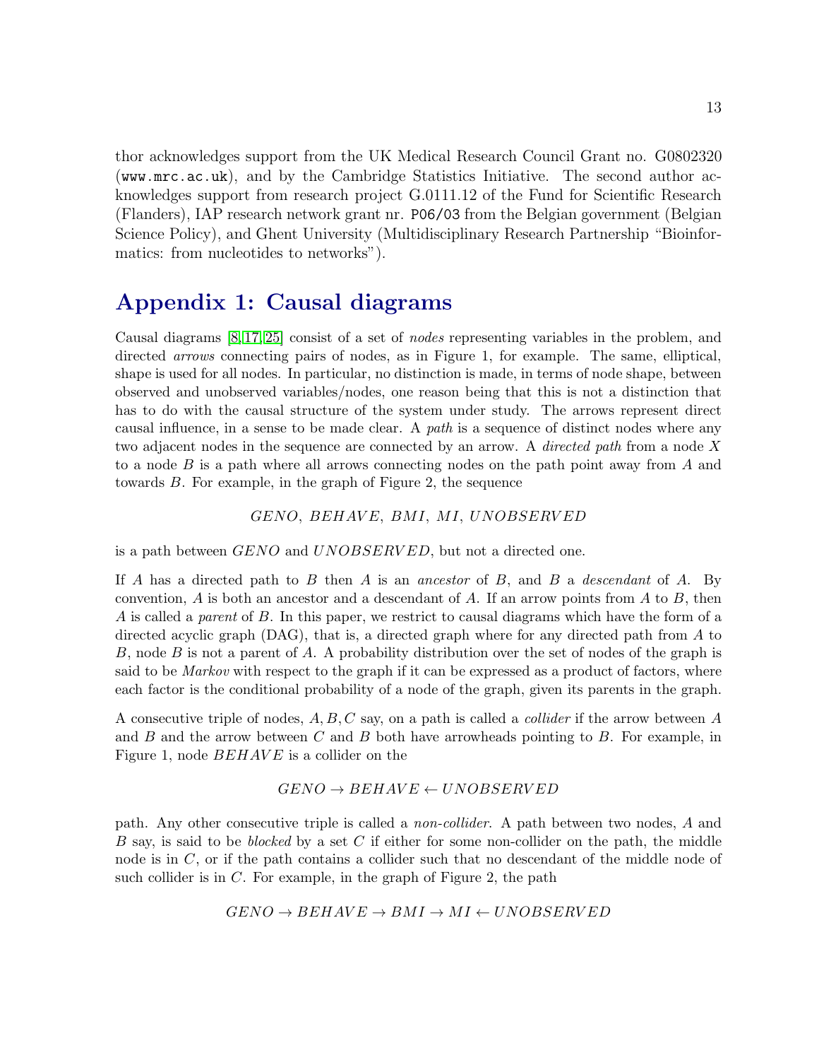thor acknowledges support from the UK Medical Research Council Grant no. G0802320 (www.mrc.ac.uk), and by the Cambridge Statistics Initiative. The second author acknowledges support from research project G.0111.12 of the Fund for Scientific Research (Flanders), IAP research network grant nr. P06/03 from the Belgian government (Belgian Science Policy), and Ghent University (Multidisciplinary Research Partnership "Bioinformatics: from nucleotides to networks").

# Appendix 1: Causal diagrams

Causal diagrams [8,17,25] consist of a set of *nodes* representing variables in the problem, and directed *arrows* connecting pairs of nodes, as in Figure 1, for example. The same, elliptical, shape is used for all nodes. In particular, no distinction is made, in terms of node shape, between observed and unobserved variables/nodes, one reason being that this is not a distinction that has to do with the causal structure of the system under study. The arrows represent direct causal influence, in a sense to be made clear. A *path* is a sequence of distinct nodes where any two adjacent nodes in the sequence are connected by an arrow. A *directed path* from a node $X$ to a node $B$ is a path where all arrows connecting nodes on the path point away from $A$ and towards $B$. For example, in the graph of Figure 2, the sequence

$$GENO,\ BEHAVE,\ BMI,\ MI,\ UNOBSERVED$$

is a path between $GENO$ and $UNOBSERVED$, but not a directed one.

If $A$ has a directed path to $B$ then $A$ is an *ancestor* of $B$, and $B$ a *descendant* of $A$. By convention, $A$ is both an ancestor and a descendant of $A$. If an arrow points from $A$ to $B$, then $A$ is called a *parent* of $B$. In this paper, we restrict to causal diagrams which have the form of a directed acyclic graph (DAG), that is, a directed graph where for any directed path from $A$ to $B$, node $B$ is not a parent of $A$. A probability distribution over the set of nodes of the graph is said to be *Markov* with respect to the graph if it can be expressed as a product of factors, where each factor is the conditional probability of a node of the graph, given its parents in the graph.

A consecutive triple of nodes, $A, B, C$ say, on a path is called a *collider* if the arrow between $A$ and $B$ and the arrow between $C$ and $B$ both have arrowheads pointing to $B$. For example, in Figure 1, node $BEHAVE$ is a collider on the

$$GENO \rightarrow BEHAVE \leftarrow UNOBSERVED$$

path. Any other consecutive triple is called a *non-collider*. A path between two nodes, $A$ and $B$ say, is said to be *blocked* by a set $C$ if either for some non-collider on the path, the middle node is in $C$, or if the path contains a collider such that no descendant of the middle node of such collider is in $C$. For example, in the graph of Figure 2, the path

$$GENO \rightarrow BEHAVE \rightarrow BMI \rightarrow MI \leftarrow UNOBSERVED$$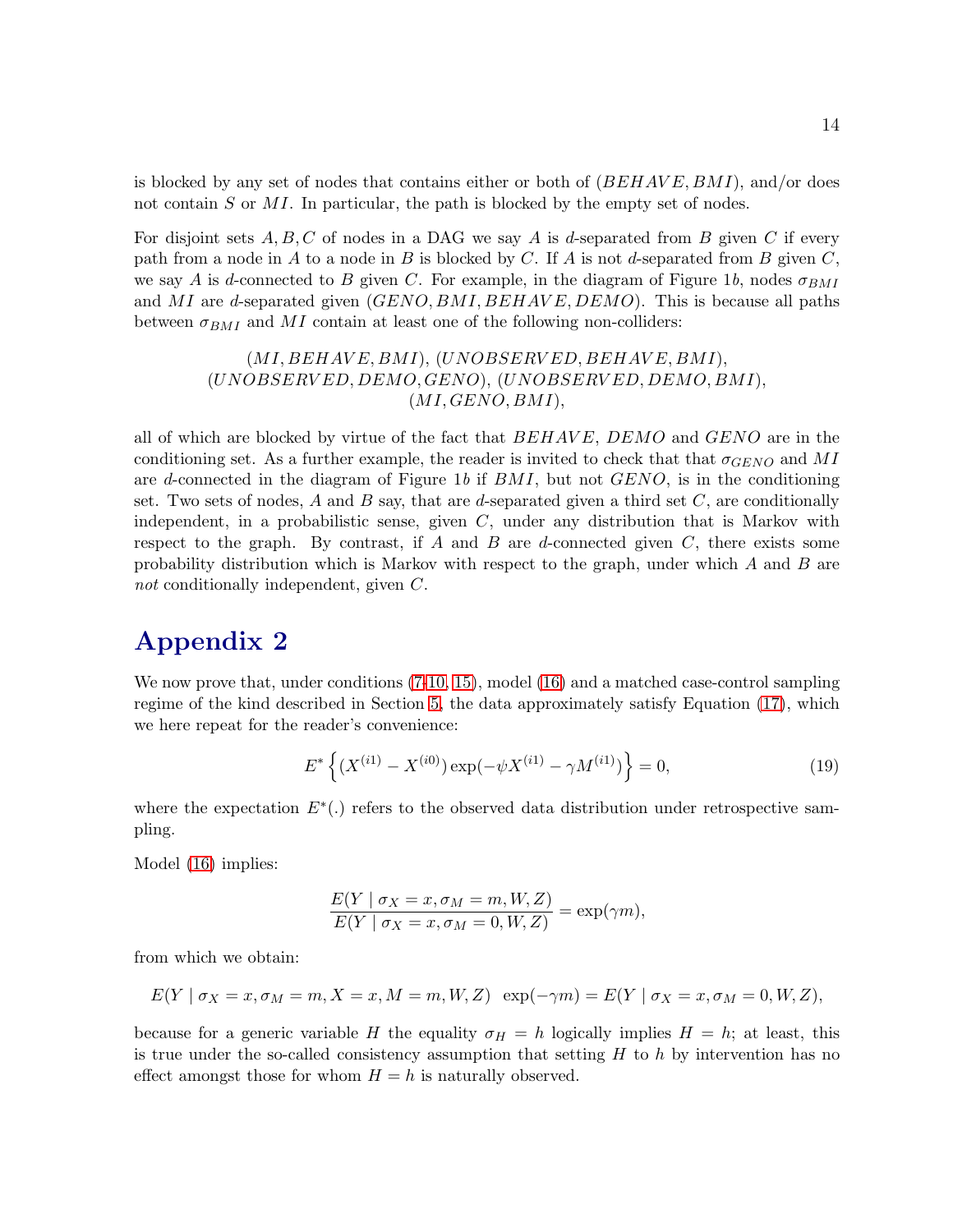is blocked by any set of nodes that contains either or both of $(BEHAVE, BMI)$, and/or does not contain $S$ or $MI$. In particular, the path is blocked by the empty set of nodes.

For disjoint sets $A, B, C$ of nodes in a DAG we say $A$ is *d*-separated from $B$ given $C$ if every path from a node in $A$ to a node in $B$ is blocked by $C$. If $A$ is not *d*-separated from $B$ given $C$, we say $A$ is *d*-connected to $B$ given $C$. For example, in the diagram of Figure 1*b*, nodes $\sigma_{BMI}$ and $MI$ are *d*-separated given $(GENO, BMI, BEHAVE, DEMO)$. This is because all paths between $\sigma_{BMI}$ and $MI$ contain at least one of the following non-colliders:

$$(MI, BEHAVE, BMI),\ (UNOBSERVED, BEHAVE, BMI),$$
$$(UNOBSERVED, DEMO, GENO),\ (UNOBSERVED, DEMO, BMI),$$
$$(MI, GENO, BMI),$$

all of which are blocked by virtue of the fact that $BEHAVE$, $DEMO$ and $GENO$ are in the conditioning set. As a further example, the reader is invited to check that that $\sigma_{GENO}$ and $MI$ are *d*-connected in the diagram of Figure 1*b* if $BMI$, but not $GENO$, is in the conditioning set. Two sets of nodes, $A$ and $B$ say, that are *d*-separated given a third set $C$, are conditionally independent, in a probabilistic sense, given $C$, under any distribution that is Markov with respect to the graph. By contrast, if $A$ and $B$ are *d*-connected given $C$, there exists some probability distribution which is Markov with respect to the graph, under which $A$ and $B$ are *not* conditionally independent, given $C$.

# Appendix 2

We now prove that, under conditions (7-10, 15), model (16) and a matched case-control sampling regime of the kind described in Section 5, the data approximately satisfy Equation (17), which we here repeat for the reader's convenience:

$$E^* \left\{ (X^{(i1)} - X^{(i0)}) \exp(-\psi X^{(i1)} - \gamma M^{(i1)}) \right\} = 0, \tag{19}$$

where the expectation $E^*(.)$ refers to the observed data distribution under retrospective sampling.

Model (16) implies:

$$\frac{E(Y \mid \sigma_X = x, \sigma_M = m, W, Z)}{E(Y \mid \sigma_X = x, \sigma_M = 0, W, Z)} = \exp(\gamma m),$$

from which we obtain:

$$E(Y \mid \sigma_X = x, \sigma_M = m, X = x, M = m, W, Z) \ \ \exp(-\gamma m) = E(Y \mid \sigma_X = x, \sigma_M = 0, W, Z),$$

because for a generic variable $H$ the equality $\sigma_H = h$ logically implies $H = h$; at least, this is true under the so-called consistency assumption that setting $H$ to $h$ by intervention has no effect amongst those for whom $H = h$ is naturally observed.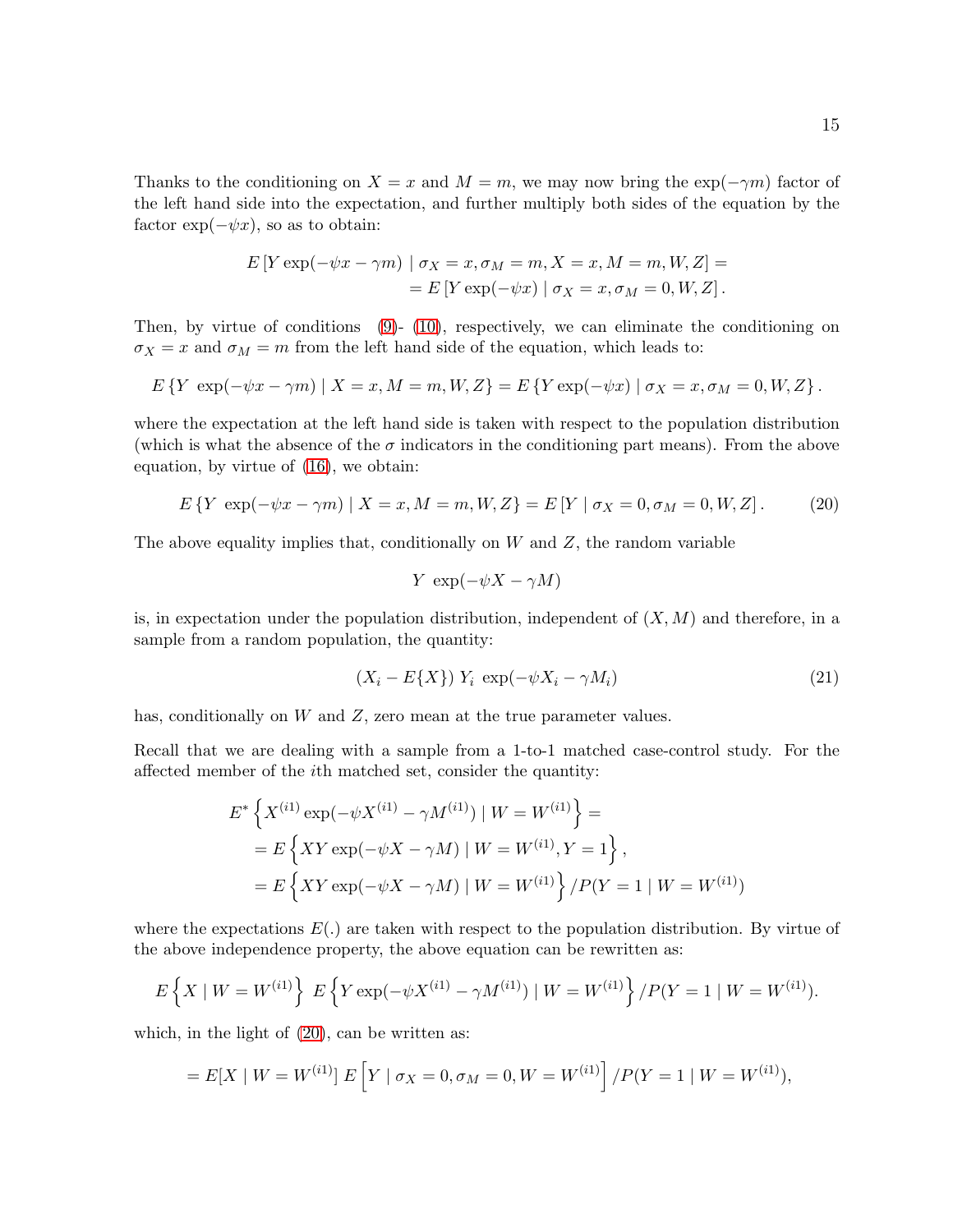Thanks to the conditioning on $X = x$ and $M = m$, we may now bring the $\exp(-\gamma m)$ factor of the left hand side into the expectation, and further multiply both sides of the equation by the factor $\exp(-\psi x)$, so as to obtain:

$$
\begin{aligned}
E\left[Y \exp(-\psi x - \gamma m) \mid \sigma_X = x, \sigma_M = m, X = x, M = m, W, Z\right] = \\
= E\left[Y \exp(-\psi x) \mid \sigma_X = x, \sigma_M = 0, W, Z\right].
\end{aligned}
$$

Then, by virtue of conditions (9)- (10), respectively, we can eliminate the conditioning on $\sigma_X = x$ and $\sigma_M = m$ from the left hand side of the equation, which leads to:

$$
E\left\{Y \ \exp(-\psi x - \gamma m) \mid X = x, M = m, W, Z\right\} = E\left\{Y \exp(-\psi x) \mid \sigma_X = x, \sigma_M = 0, W, Z\right\}.
$$

where the expectation at the left hand side is taken with respect to the population distribution (which is what the absence of the $\sigma$ indicators in the conditioning part means). From the above equation, by virtue of (16), we obtain:

$$
E\left\{Y \ \exp(-\psi x - \gamma m) \mid X = x, M = m, W, Z\right\} = E\left[Y \mid \sigma_X = 0, \sigma_M = 0, W, Z\right]. \tag{20}
$$

The above equality implies that, conditionally on $W$ and $Z$, the random variable

$$
Y \ \exp(-\psi X - \gamma M)
$$

is, in expectation under the population distribution, independent of $(X, M)$ and therefore, in a sample from a random population, the quantity:

$$
(X_i - E\{X\}) \ Y_i \ \exp(-\psi X_i - \gamma M_i) \tag{21}
$$

has, conditionally on $W$ and $Z$, zero mean at the true parameter values.

Recall that we are dealing with a sample from a 1-to-1 matched case-control study. For the affected member of the $i$th matched set, consider the quantity:

$$
\begin{aligned}
&E^*\left\{X^{(i1)} \exp(-\psi X^{(i1)} - \gamma M^{(i1)}) \mid W = W^{(i1)}\right\} = \\
&= E\left\{XY \exp(-\psi X - \gamma M) \mid W = W^{(i1)}, Y = 1\right\}, \\
&= E\left\{XY \exp(-\psi X - \gamma M) \mid W = W^{(i1)}\right\} / P(Y = 1 \mid W = W^{(i1)})
\end{aligned}
$$

where the expectations $E(.)$ are taken with respect to the population distribution. By virtue of the above independence property, the above equation can be rewritten as:

$$
E\left\{X \mid W = W^{(i1)}\right\} \ E\left\{Y \exp(-\psi X^{(i1)} - \gamma M^{(i1)}) \mid W = W^{(i1)}\right\} / P(Y = 1 \mid W = W^{(i1)}).
$$

which, in the light of (20), can be written as:

$$
= E[X \mid W = W^{(i1)}] \ E\left[Y \mid \sigma_X = 0, \sigma_M = 0, W = W^{(i1)}\right] / P(Y = 1 \mid W = W^{(i1)}),
$$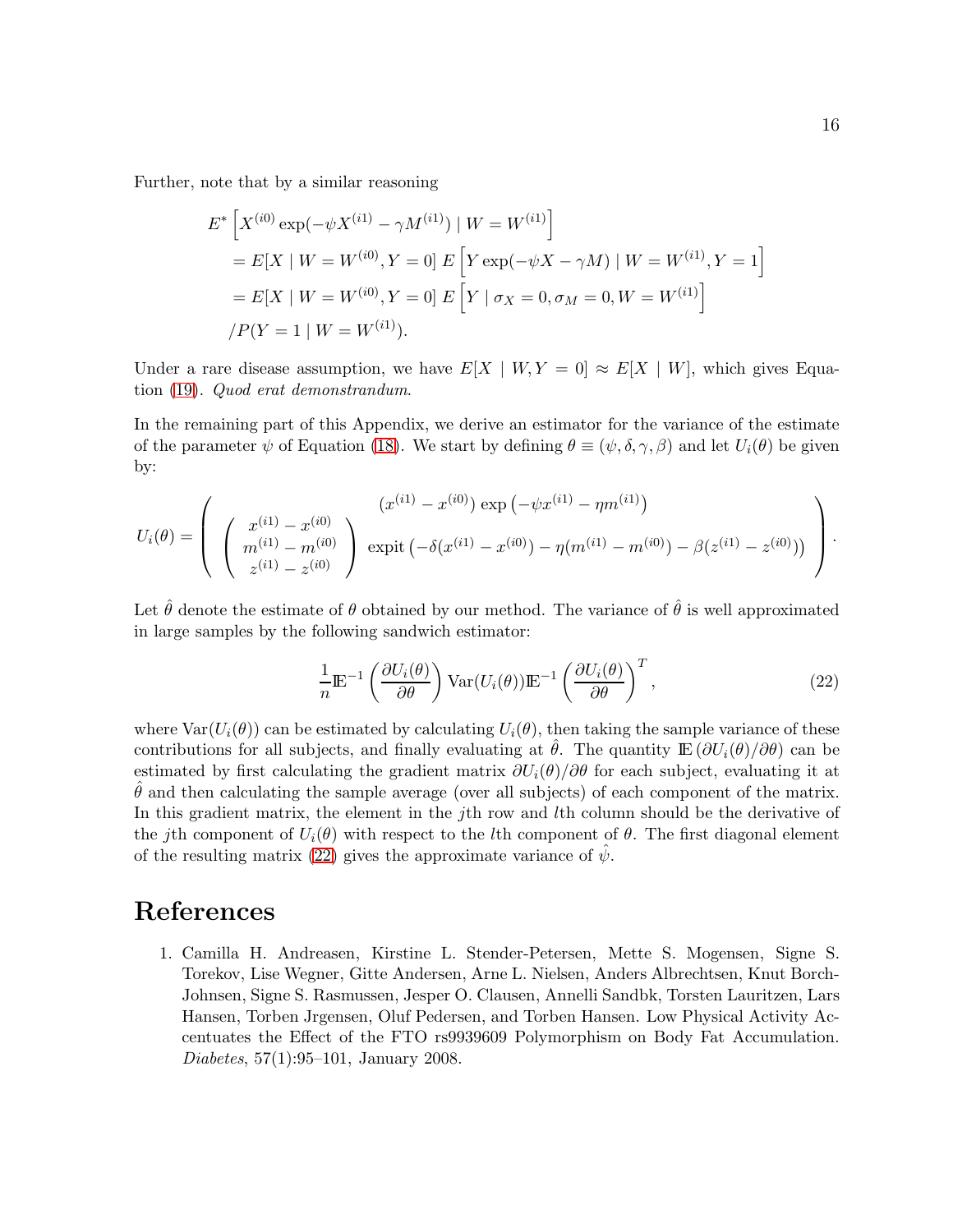Further, note that by a similar reasoning

$$
\begin{aligned}
& E^* \left[ X^{(i0)} \exp(-\psi X^{(i1)} - \gamma M^{(i1)}) \mid W = W^{(i1)} \right] \\
& = E[X \mid W = W^{(i0)}, Y = 0] \; E\left[ Y \exp(-\psi X - \gamma M) \mid W = W^{(i1)}, Y = 1 \right] \\
& = E[X \mid W = W^{(i0)}, Y = 0] \; E\left[ Y \mid \sigma_X = 0, \sigma_M = 0, W = W^{(i1)} \right] \\
& /P(Y = 1 \mid W = W^{(i1)}).
\end{aligned}
$$

Under a rare disease assumption, we have $E[X \mid W, Y = 0] \approx E[X \mid W]$, which gives Equation (19). *Quod erat demonstrandum*.

In the remaining part of this Appendix, we derive an estimator for the variance of the estimate of the parameter $\psi$ of Equation (18). We start by defining $\theta \equiv (\psi, \delta, \gamma, \beta)$ and let $U_i(\theta)$ be given by:

$$
U_i(\theta) = \left( \begin{array}{c} (x^{(i1)} - x^{(i0)}) \exp\left(-\psi x^{(i1)} - \eta m^{(i1)}\right) \\ \left( \begin{array}{c} x^{(i1)} - x^{(i0)} \\ m^{(i1)} - m^{(i0)} \\ z^{(i1)} - z^{(i0)} \end{array} \right) \text{expit}\left(-\delta(x^{(i1)} - x^{(i0)}) - \eta(m^{(i1)} - m^{(i0)}) - \beta(z^{(i1)} - z^{(i0)})\right) \end{array} \right).
$$

Let $\hat{\theta}$ denote the estimate of $\theta$ obtained by our method. The variance of $\hat{\theta}$ is well approximated in large samples by the following sandwich estimator:

$$
\frac{1}{n} \mathbb{E}^{-1} \left( \frac{\partial U_i(\theta)}{\partial \theta} \right) \text{Var}(U_i(\theta)) \mathbb{E}^{-1} \left( \frac{\partial U_i(\theta)}{\partial \theta} \right)^T, \tag{22}
$$

where $\text{Var}(U_i(\theta))$ can be estimated by calculating $U_i(\theta)$, then taking the sample variance of these contributions for all subjects, and finally evaluating at $\hat{\theta}$. The quantity $\mathbb{E}\left(\partial U_i(\theta)/\partial \theta\right)$ can be estimated by first calculating the gradient matrix $\partial U_i(\theta)/\partial \theta$ for each subject, evaluating it at $\hat{\theta}$ and then calculating the sample average (over all subjects) of each component of the matrix. In this gradient matrix, the element in the $j$th row and $l$th column should be the derivative of the $j$th component of $U_i(\theta)$ with respect to the $l$th component of $\theta$. The first diagonal element of the resulting matrix (22) gives the approximate variance of $\hat{\psi}$.

# References

1. Camilla H. Andreasen, Kirstine L. Stender-Petersen, Mette S. Mogensen, Signe S. Torekov, Lise Wegner, Gitte Andersen, Arne L. Nielsen, Anders Albrechtsen, Knut Borch-Johnsen, Signe S. Rasmussen, Jesper O. Clausen, Annelli Sandbk, Torsten Lauritzen, Lars Hansen, Torben Jrgensen, Oluf Pedersen, and Torben Hansen. Low Physical Activity Accentuates the Effect of the FTO rs9939609 Polymorphism on Body Fat Accumulation. *Diabetes*, 57(1):95–101, January 2008.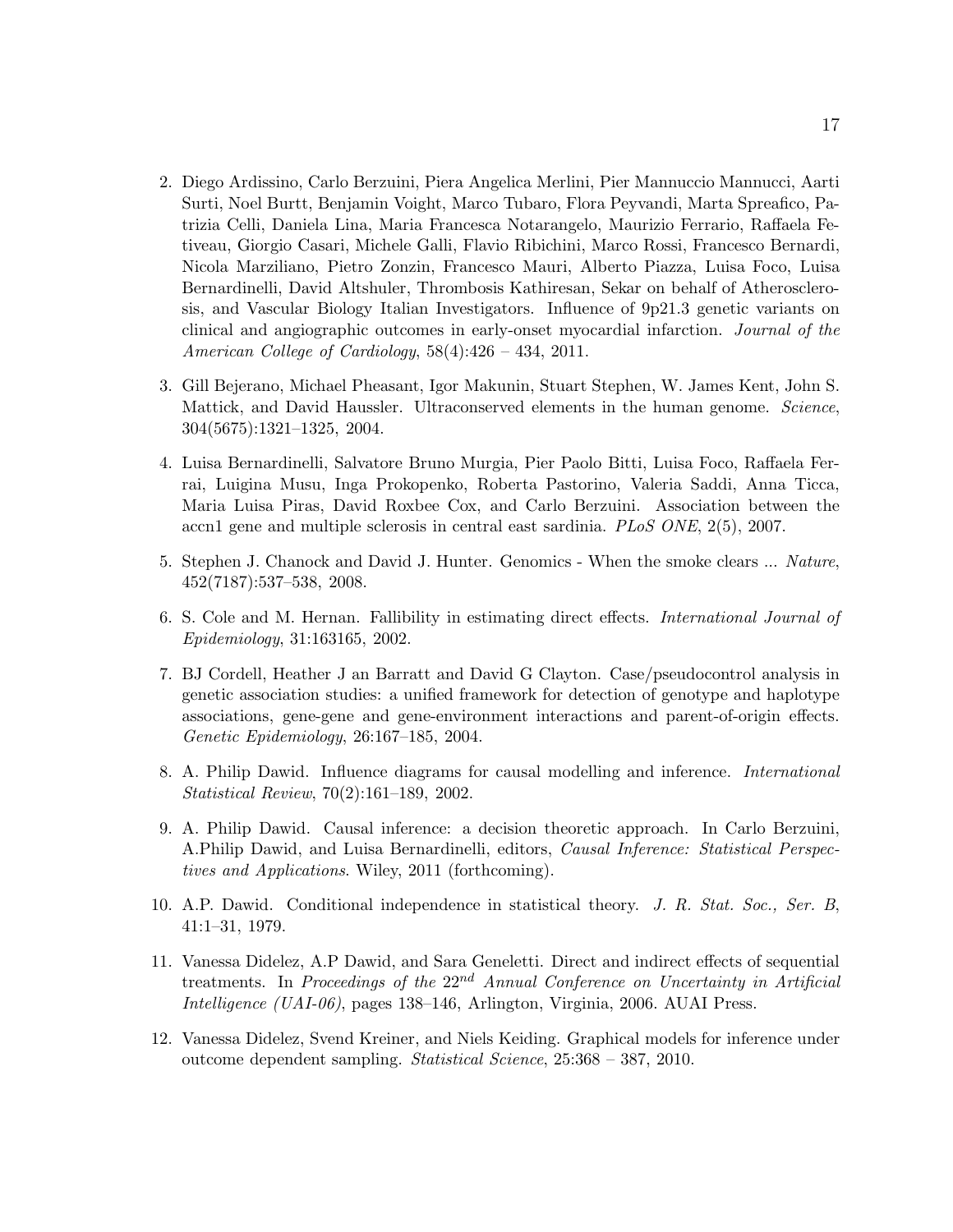2. Diego Ardissino, Carlo Berzuini, Piera Angelica Merlini, Pier Mannuccio Mannucci, Aarti Surti, Noel Burtt, Benjamin Voight, Marco Tubaro, Flora Peyvandi, Marta Spreafico, Patrizia Celli, Daniela Lina, Maria Francesca Notarangelo, Maurizio Ferrario, Raffaela Fetiveau, Giorgio Casari, Michele Galli, Flavio Ribichini, Marco Rossi, Francesco Bernardi, Nicola Marziliano, Pietro Zonzin, Francesco Mauri, Alberto Piazza, Luisa Foco, Luisa Bernardinelli, David Altshuler, Thrombosis Kathiresan, Sekar on behalf of Atherosclerosis, and Vascular Biology Italian Investigators. Influence of 9p21.3 genetic variants on clinical and angiographic outcomes in early-onset myocardial infarction. *Journal of the American College of Cardiology*, 58(4):426 – 434, 2011.

3. Gill Bejerano, Michael Pheasant, Igor Makunin, Stuart Stephen, W. James Kent, John S. Mattick, and David Haussler. Ultraconserved elements in the human genome. *Science*, 304(5675):1321–1325, 2004.

4. Luisa Bernardinelli, Salvatore Bruno Murgia, Pier Paolo Bitti, Luisa Foco, Raffaela Ferrai, Luigina Musu, Inga Prokopenko, Roberta Pastorino, Valeria Saddi, Anna Ticca, Maria Luisa Piras, David Roxbee Cox, and Carlo Berzuini. Association between the accn1 gene and multiple sclerosis in central east sardinia. *PLoS ONE*, 2(5), 2007.

5. Stephen J. Chanock and David J. Hunter. Genomics - When the smoke clears ... *Nature*, 452(7187):537–538, 2008.

6. S. Cole and M. Hernan. Fallibility in estimating direct effects. *International Journal of Epidemiology*, 31:163165, 2002.

7. BJ Cordell, Heather J an Barratt and David G Clayton. Case/pseudocontrol analysis in genetic association studies: a unified framework for detection of genotype and haplotype associations, gene-gene and gene-environment interactions and parent-of-origin effects. *Genetic Epidemiology*, 26:167–185, 2004.

8. A. Philip Dawid. Influence diagrams for causal modelling and inference. *International Statistical Review*, 70(2):161–189, 2002.

9. A. Philip Dawid. Causal inference: a decision theoretic approach. In Carlo Berzuini, A.Philip Dawid, and Luisa Bernardinelli, editors, *Causal Inference: Statistical Perspectives and Applications*. Wiley, 2011 (forthcoming).

10. A.P. Dawid. Conditional independence in statistical theory. *J. R. Stat. Soc., Ser. B*, 41:1–31, 1979.

11. Vanessa Didelez, A.P Dawid, and Sara Geneletti. Direct and indirect effects of sequential treatments. In *Proceedings of the* $22^{nd}$ *Annual Conference on Uncertainty in Artificial Intelligence (UAI-06)*, pages 138–146, Arlington, Virginia, 2006. AUAI Press.

12. Vanessa Didelez, Svend Kreiner, and Niels Keiding. Graphical models for inference under outcome dependent sampling. *Statistical Science*, 25:368 – 387, 2010.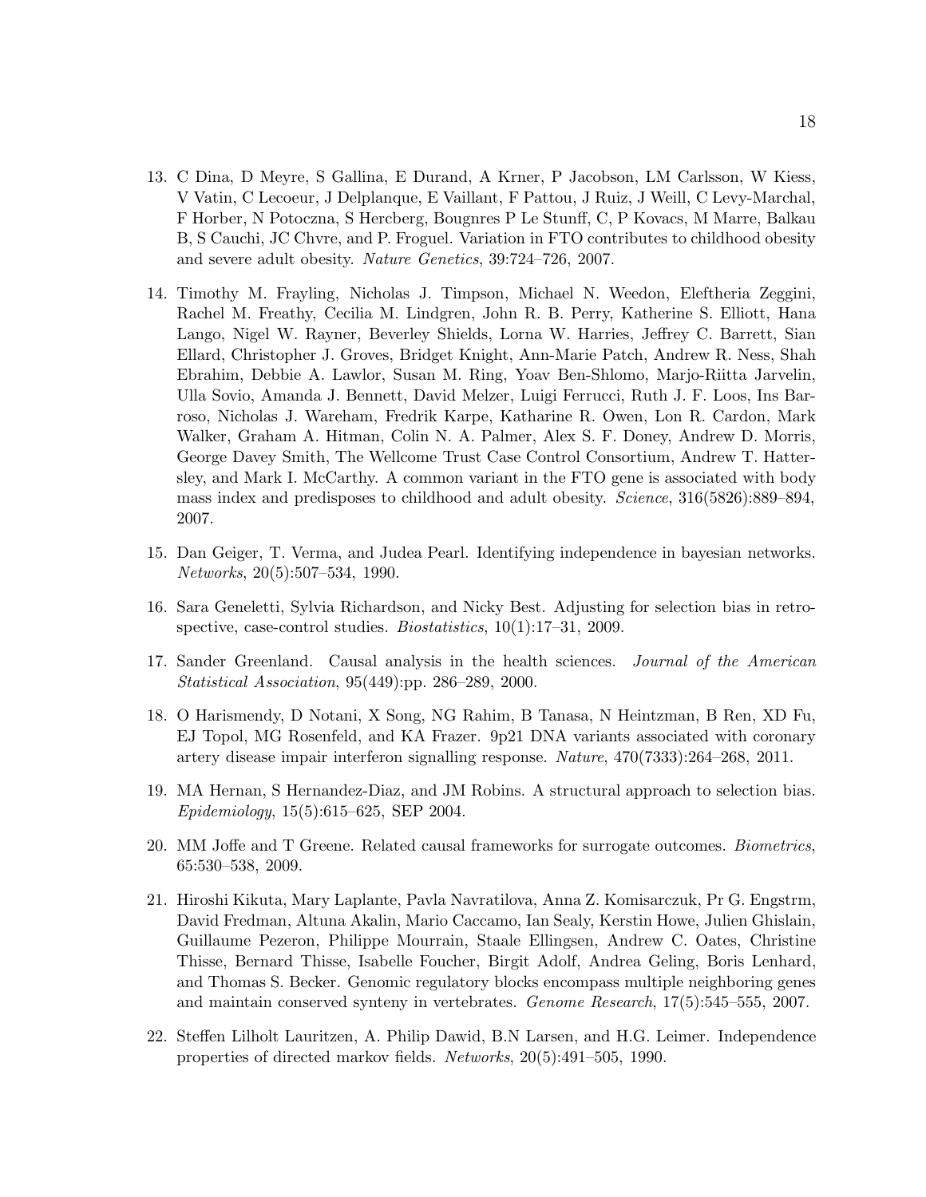13. C Dina, D Meyre, S Gallina, E Durand, A Krner, P Jacobson, LM Carlsson, W Kiess, V Vatin, C Lecoeur, J Delplanque, E Vaillant, F Pattou, J Ruiz, J Weill, C Levy-Marchal, F Horber, N Potoczna, S Hercberg, Bougnres P Le Stunff, C, P Kovacs, M Marre, Balkau B, S Cauchi, JC Chvre, and P. Froguel. Variation in FTO contributes to childhood obesity and severe adult obesity. *Nature Genetics*, 39:724–726, 2007.

14. Timothy M. Frayling, Nicholas J. Timpson, Michael N. Weedon, Eleftheria Zeggini, Rachel M. Freathy, Cecilia M. Lindgren, John R. B. Perry, Katherine S. Elliott, Hana Lango, Nigel W. Rayner, Beverley Shields, Lorna W. Harries, Jeffrey C. Barrett, Sian Ellard, Christopher J. Groves, Bridget Knight, Ann-Marie Patch, Andrew R. Ness, Shah Ebrahim, Debbie A. Lawlor, Susan M. Ring, Yoav Ben-Shlomo, Marjo-Riitta Jarvelin, Ulla Sovio, Amanda J. Bennett, David Melzer, Luigi Ferrucci, Ruth J. F. Loos, Ins Barroso, Nicholas J. Wareham, Fredrik Karpe, Katharine R. Owen, Lon R. Cardon, Mark Walker, Graham A. Hitman, Colin N. A. Palmer, Alex S. F. Doney, Andrew D. Morris, George Davey Smith, The Wellcome Trust Case Control Consortium, Andrew T. Hattersley, and Mark I. McCarthy. A common variant in the FTO gene is associated with body mass index and predisposes to childhood and adult obesity. *Science*, 316(5826):889–894, 2007.

15. Dan Geiger, T. Verma, and Judea Pearl. Identifying independence in bayesian networks. *Networks*, 20(5):507–534, 1990.

16. Sara Geneletti, Sylvia Richardson, and Nicky Best. Adjusting for selection bias in retrospective, case-control studies. *Biostatistics*, 10(1):17–31, 2009.

17. Sander Greenland. Causal analysis in the health sciences. *Journal of the American Statistical Association*, 95(449):pp. 286–289, 2000.

18. O Harismendy, D Notani, X Song, NG Rahim, B Tanasa, N Heintzman, B Ren, XD Fu, EJ Topol, MG Rosenfeld, and KA Frazer. 9p21 DNA variants associated with coronary artery disease impair interferon signalling response. *Nature*, 470(7333):264–268, 2011.

19. MA Hernan, S Hernandez-Diaz, and JM Robins. A structural approach to selection bias. *Epidemiology*, 15(5):615–625, SEP 2004.

20. MM Joffe and T Greene. Related causal frameworks for surrogate outcomes. *Biometrics*, 65:530–538, 2009.

21. Hiroshi Kikuta, Mary Laplante, Pavla Navratilova, Anna Z. Komisarczuk, Pr G. Engstrm, David Fredman, Altuna Akalin, Mario Caccamo, Ian Sealy, Kerstin Howe, Julien Ghislain, Guillaume Pezeron, Philippe Mourrain, Staale Ellingsen, Andrew C. Oates, Christine Thisse, Bernard Thisse, Isabelle Foucher, Birgit Adolf, Andrea Geling, Boris Lenhard, and Thomas S. Becker. Genomic regulatory blocks encompass multiple neighboring genes and maintain conserved synteny in vertebrates. *Genome Research*, 17(5):545–555, 2007.

22. Steffen Lilholt Lauritzen, A. Philip Dawid, B.N Larsen, and H.G. Leimer. Independence properties of directed markov fields. *Networks*, 20(5):491–505, 1990.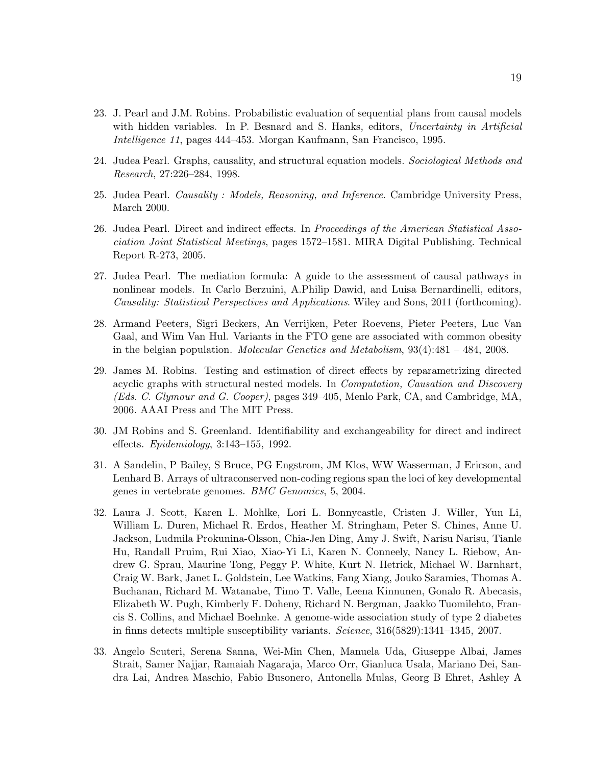23. J. Pearl and J.M. Robins. Probabilistic evaluation of sequential plans from causal models with hidden variables. In P. Besnard and S. Hanks, editors, *Uncertainty in Artificial Intelligence 11*, pages 444–453. Morgan Kaufmann, San Francisco, 1995.

24. Judea Pearl. Graphs, causality, and structural equation models. *Sociological Methods and Research*, 27:226–284, 1998.

25. Judea Pearl. *Causality : Models, Reasoning, and Inference*. Cambridge University Press, March 2000.

26. Judea Pearl. Direct and indirect effects. In *Proceedings of the American Statistical Association Joint Statistical Meetings*, pages 1572–1581. MIRA Digital Publishing. Technical Report R-273, 2005.

27. Judea Pearl. The mediation formula: A guide to the assessment of causal pathways in nonlinear models. In Carlo Berzuini, A.Philip Dawid, and Luisa Bernardinelli, editors, *Causality: Statistical Perspectives and Applications*. Wiley and Sons, 2011 (forthcoming).

28. Armand Peeters, Sigri Beckers, An Verrijken, Peter Roevens, Pieter Peeters, Luc Van Gaal, and Wim Van Hul. Variants in the FTO gene are associated with common obesity in the belgian population. *Molecular Genetics and Metabolism*, 93(4):481 – 484, 2008.

29. James M. Robins. Testing and estimation of direct effects by reparametrizing directed acyclic graphs with structural nested models. In *Computation, Causation and Discovery (Eds. C. Glymour and G. Cooper)*, pages 349–405, Menlo Park, CA, and Cambridge, MA, 2006. AAAI Press and The MIT Press.

30. JM Robins and S. Greenland. Identifiability and exchangeability for direct and indirect effects. *Epidemiology*, 3:143–155, 1992.

31. A Sandelin, P Bailey, S Bruce, PG Engstrom, JM Klos, WW Wasserman, J Ericson, and Lenhard B. Arrays of ultraconserved non-coding regions span the loci of key developmental genes in vertebrate genomes. *BMC Genomics*, 5, 2004.

32. Laura J. Scott, Karen L. Mohlke, Lori L. Bonnycastle, Cristen J. Willer, Yun Li, William L. Duren, Michael R. Erdos, Heather M. Stringham, Peter S. Chines, Anne U. Jackson, Ludmila Prokunina-Olsson, Chia-Jen Ding, Amy J. Swift, Narisu Narisu, Tianle Hu, Randall Pruim, Rui Xiao, Xiao-Yi Li, Karen N. Conneely, Nancy L. Riebow, Andrew G. Sprau, Maurine Tong, Peggy P. White, Kurt N. Hetrick, Michael W. Barnhart, Craig W. Bark, Janet L. Goldstein, Lee Watkins, Fang Xiang, Jouko Saramies, Thomas A. Buchanan, Richard M. Watanabe, Timo T. Valle, Leena Kinnunen, Gonalo R. Abecasis, Elizabeth W. Pugh, Kimberly F. Doheny, Richard N. Bergman, Jaakko Tuomilehto, Francis S. Collins, and Michael Boehnke. A genome-wide association study of type 2 diabetes in finns detects multiple susceptibility variants. *Science*, 316(5829):1341–1345, 2007.

33. Angelo Scuteri, Serena Sanna, Wei-Min Chen, Manuela Uda, Giuseppe Albai, James Strait, Samer Najjar, Ramaiah Nagaraja, Marco Orr, Gianluca Usala, Mariano Dei, Sandra Lai, Andrea Maschio, Fabio Busonero, Antonella Mulas, Georg B Ehret, Ashley A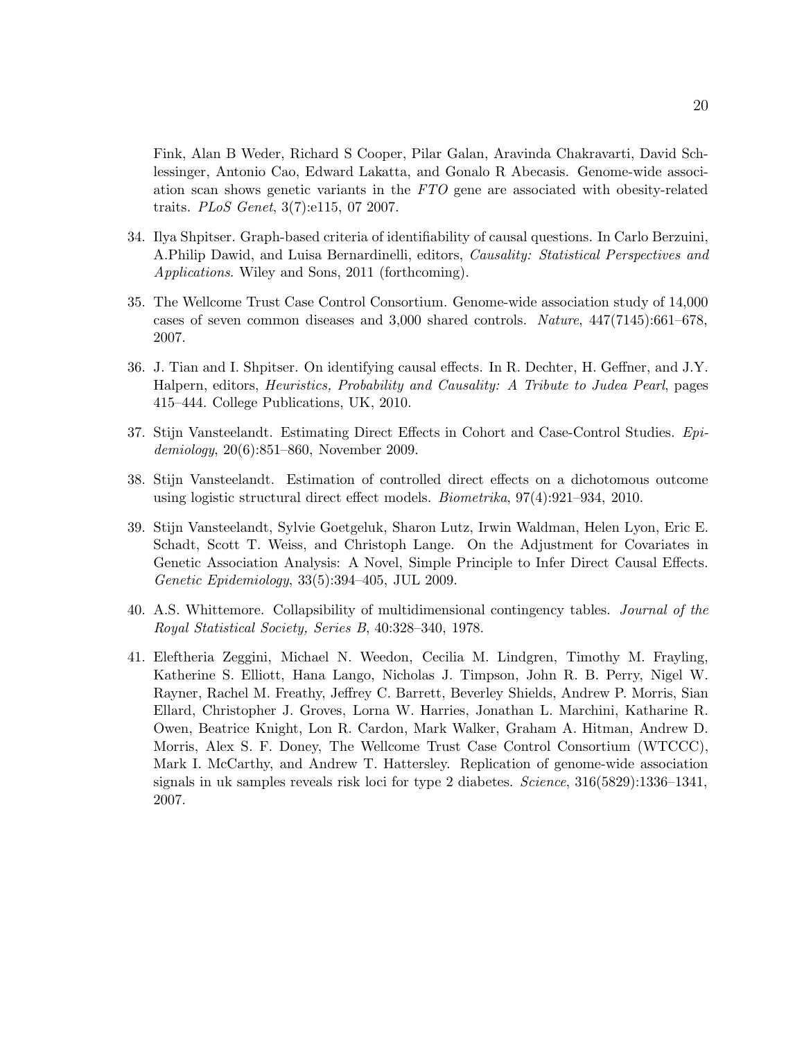Fink, Alan B Weder, Richard S Cooper, Pilar Galan, Aravinda Chakravarti, David Schlessinger, Antonio Cao, Edward Lakatta, and Gonalo R Abecasis. Genome-wide association scan shows genetic variants in the *FTO* gene are associated with obesity-related traits. *PLoS Genet*, 3(7):e115, 07 2007.

34. Ilya Shpitser. Graph-based criteria of identifiability of causal questions. In Carlo Berzuini, A.Philip Dawid, and Luisa Bernardinelli, editors, *Causality: Statistical Perspectives and Applications*. Wiley and Sons, 2011 (forthcoming).

35. The Wellcome Trust Case Control Consortium. Genome-wide association study of 14,000 cases of seven common diseases and 3,000 shared controls. *Nature*, 447(7145):661–678, 2007.

36. J. Tian and I. Shpitser. On identifying causal effects. In R. Dechter, H. Geffner, and J.Y. Halpern, editors, *Heuristics, Probability and Causality: A Tribute to Judea Pearl*, pages 415–444. College Publications, UK, 2010.

37. Stijn Vansteelandt. Estimating Direct Effects in Cohort and Case-Control Studies. *Epidemiology*, 20(6):851–860, November 2009.

38. Stijn Vansteelandt. Estimation of controlled direct effects on a dichotomous outcome using logistic structural direct effect models. *Biometrika*, 97(4):921–934, 2010.

39. Stijn Vansteelandt, Sylvie Goetgeluk, Sharon Lutz, Irwin Waldman, Helen Lyon, Eric E. Schadt, Scott T. Weiss, and Christoph Lange. On the Adjustment for Covariates in Genetic Association Analysis: A Novel, Simple Principle to Infer Direct Causal Effects. *Genetic Epidemiology*, 33(5):394–405, JUL 2009.

40. A.S. Whittemore. Collapsibility of multidimensional contingency tables. *Journal of the Royal Statistical Society, Series B*, 40:328–340, 1978.

41. Eleftheria Zeggini, Michael N. Weedon, Cecilia M. Lindgren, Timothy M. Frayling, Katherine S. Elliott, Hana Lango, Nicholas J. Timpson, John R. B. Perry, Nigel W. Rayner, Rachel M. Freathy, Jeffrey C. Barrett, Beverley Shields, Andrew P. Morris, Sian Ellard, Christopher J. Groves, Lorna W. Harries, Jonathan L. Marchini, Katharine R. Owen, Beatrice Knight, Lon R. Cardon, Mark Walker, Graham A. Hitman, Andrew D. Morris, Alex S. F. Doney, The Wellcome Trust Case Control Consortium (WTCCC), Mark I. McCarthy, and Andrew T. Hattersley. Replication of genome-wide association signals in uk samples reveals risk loci for type 2 diabetes. *Science*, 316(5829):1336–1341, 2007.